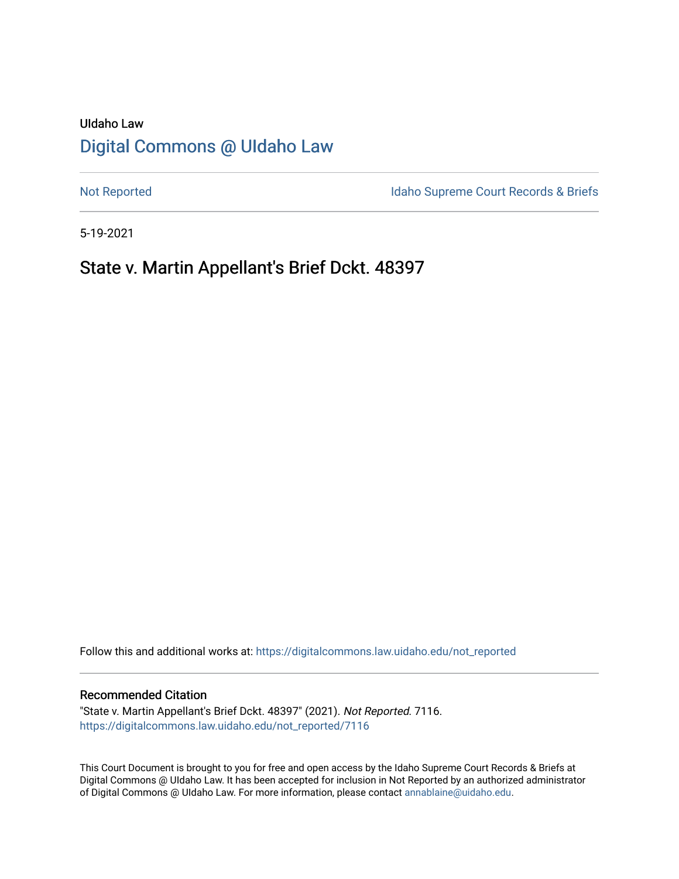UIdaho Law

# Digital Commons @ UIdaho Law

Not Reported

Idaho Supreme Court Records & Briefs

5-19-2021

## State v. Martin Appellant's Brief Dckt. 48397

Follow this and additional works at: https://digitalcommons.law.uidaho.edu/not_reported

### Recommended Citation

"State v. Martin Appellant's Brief Dckt. 48397" (2021). *Not Reported*. 7116.
https://digitalcommons.law.uidaho.edu/not_reported/7116

This Court Document is brought to you for free and open access by the Idaho Supreme Court Records & Briefs at Digital Commons @ UIdaho Law. It has been accepted for inclusion in Not Reported by an authorized administrator of Digital Commons @ UIdaho Law. For more information, please contact annablaine@uidaho.edu.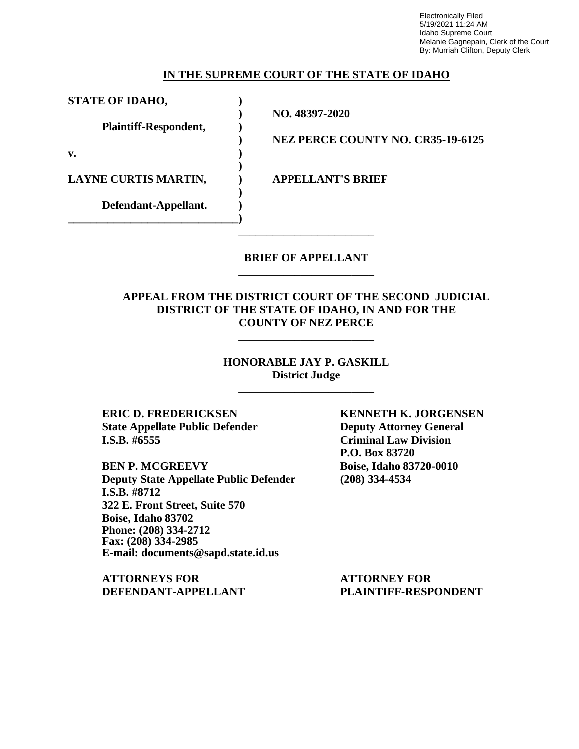Electronically Filed
5/19/2021 11:24 AM
Idaho Supreme Court
Melanie Gagnepain, Clerk of the Court
By: Murriah Clifton, Deputy Clerk

**IN THE SUPREME COURT OF THE STATE OF IDAHO**

| | | |
|---|---|---|
| **STATE OF IDAHO,** | ) | |
| | ) | **NO. 48397-2020** |
| **Plaintiff-Respondent,** | ) | |
| | ) | **NEZ PERCE COUNTY NO. CR35-19-6125** |
| **v.** | ) | |
| | ) | |
| **LAYNE CURTIS MARTIN,** | ) | **APPELLANT'S BRIEF** |
| | ) | |
| **Defendant-Appellant.** | ) | |

**BRIEF OF APPELLANT**

**APPEAL FROM THE DISTRICT COURT OF THE SECOND JUDICIAL DISTRICT OF THE STATE OF IDAHO, IN AND FOR THE COUNTY OF NEZ PERCE**

**HONORABLE JAY P. GASKILL**
**District Judge**

**ERIC D. FREDERICKSEN**
**State Appellate Public Defender**
**I.S.B. #6555**

**BEN P. MCGREEVY**
**Deputy State Appellate Public Defender**
**I.S.B. #8712**
**322 E. Front Street, Suite 570**
**Boise, Idaho 83702**
**Phone: (208) 334-2712**
**Fax: (208) 334-2985**
**E-mail: documents@sapd.state.id.us**

**ATTORNEYS FOR DEFENDANT-APPELLANT**

**KENNETH K. JORGENSEN**
**Deputy Attorney General**
**Criminal Law Division**
**P.O. Box 83720**
**Boise, Idaho 83720-0010**
**(208) 334-4534**

**ATTORNEY FOR PLAINTIFF-RESPONDENT**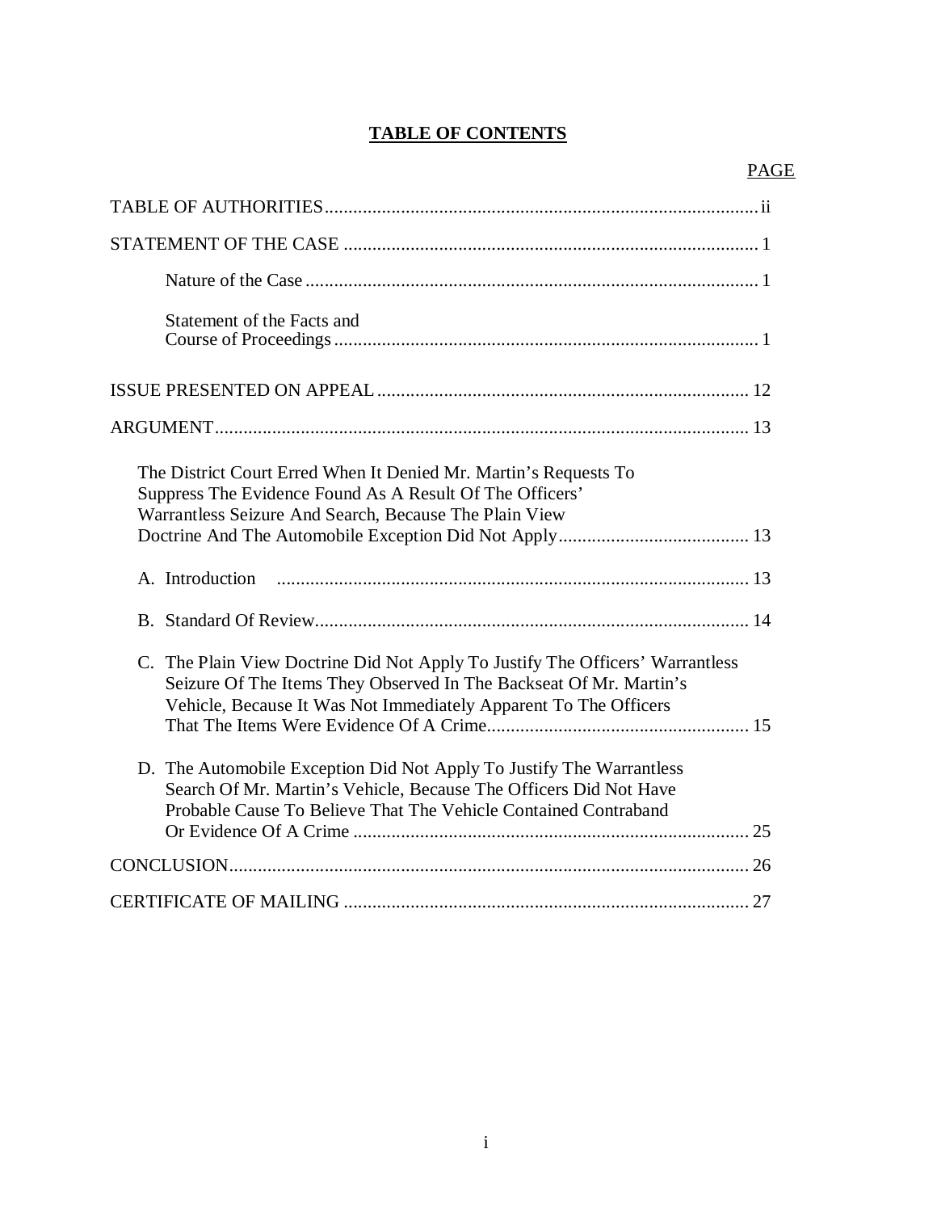# **TABLE OF CONTENTS**

| | PAGE |
|---|---|
| TABLE OF AUTHORITIES | ii |
| STATEMENT OF THE CASE | 1 |
| Nature of the Case | 1 |
| Statement of the Facts and Course of Proceedings | 1 |
| ISSUE PRESENTED ON APPEAL | 12 |
| ARGUMENT | 13 |
| The District Court Erred When It Denied Mr. Martin's Requests To Suppress The Evidence Found As A Result Of The Officers' Warrantless Seizure And Search, Because The Plain View Doctrine And The Automobile Exception Did Not Apply | 13 |
| A. Introduction | 13 |
| B. Standard Of Review | 14 |
| C. The Plain View Doctrine Did Not Apply To Justify The Officers' Warrantless Seizure Of The Items They Observed In The Backseat Of Mr. Martin's Vehicle, Because It Was Not Immediately Apparent To The Officers That The Items Were Evidence Of A Crime | 15 |
| D. The Automobile Exception Did Not Apply To Justify The Warrantless Search Of Mr. Martin's Vehicle, Because The Officers Did Not Have Probable Cause To Believe That The Vehicle Contained Contraband Or Evidence Of A Crime | 25 |
| CONCLUSION | 26 |
| CERTIFICATE OF MAILING | 27 |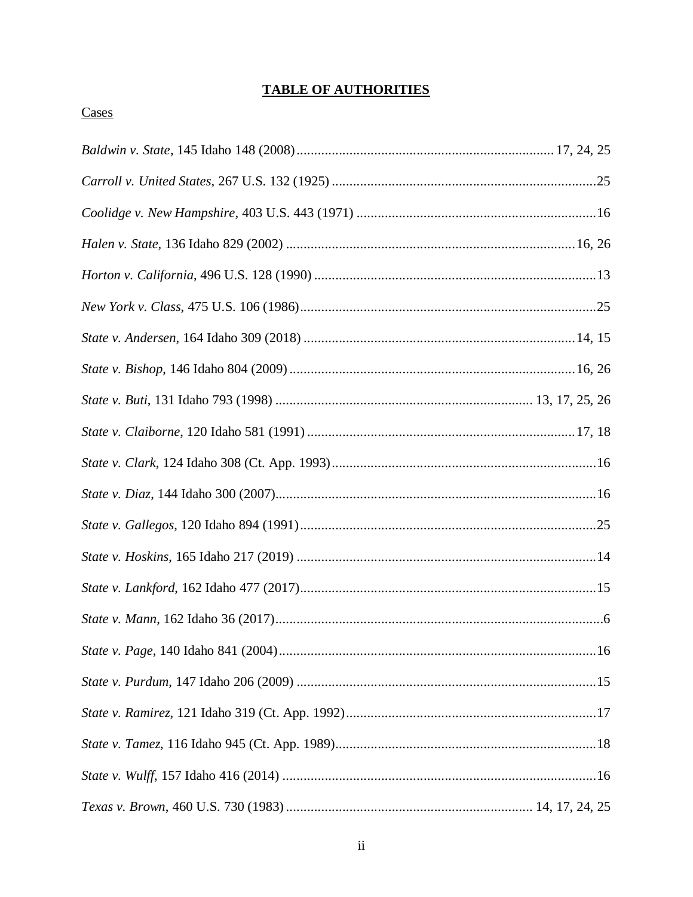## **TABLE OF AUTHORITIES**

Cases

*Baldwin v. State*, 145 Idaho 148 (2008) ........................................................................ 17, 24, 25

*Carroll v. United States*, 267 U.S. 132 (1925) ...........................................................................25

*Coolidge v. New Hampshire*, 403 U.S. 443 (1971) ....................................................................16

*Halen v. State*, 136 Idaho 829 (2002) .................................................................................. 16, 26

*Horton v. California*, 496 U.S. 128 (1990) ...............................................................................13

*New York v. Class*, 475 U.S. 106 (1986)....................................................................................25

*State v. Andersen*, 164 Idaho 309 (2018) ............................................................................. 14, 15

*State v. Bishop*, 146 Idaho 804 (2009) ................................................................................. 16, 26

*State v. Buti*, 131 Idaho 793 (1998) ........................................................................ 13, 17, 25, 26

*State v. Claiborne*, 120 Idaho 581 (1991) ............................................................................ 17, 18

*State v. Clark*, 124 Idaho 308 (Ct. App. 1993)...........................................................................16

*State v. Diaz*, 144 Idaho 300 (2007)...........................................................................................16

*State v. Gallegos*, 120 Idaho 894 (1991)....................................................................................25

*State v. Hoskins*, 165 Idaho 217 (2019) .....................................................................................14

*State v. Lankford*, 162 Idaho 477 (2017)....................................................................................15

*State v. Mann*, 162 Idaho 36 (2017)..............................................................................................6

*State v. Page*, 140 Idaho 841 (2004)...........................................................................................16

*State v. Purdum*, 147 Idaho 206 (2009) .....................................................................................15

*State v. Ramirez*, 121 Idaho 319 (Ct. App. 1992).......................................................................17

*State v. Tamez*, 116 Idaho 945 (Ct. App. 1989)..........................................................................18

*State v. Wulff*, 157 Idaho 416 (2014) ..........................................................................................16

*Texas v. Brown*, 460 U.S. 730 (1983) ...................................................................... 14, 17, 24, 25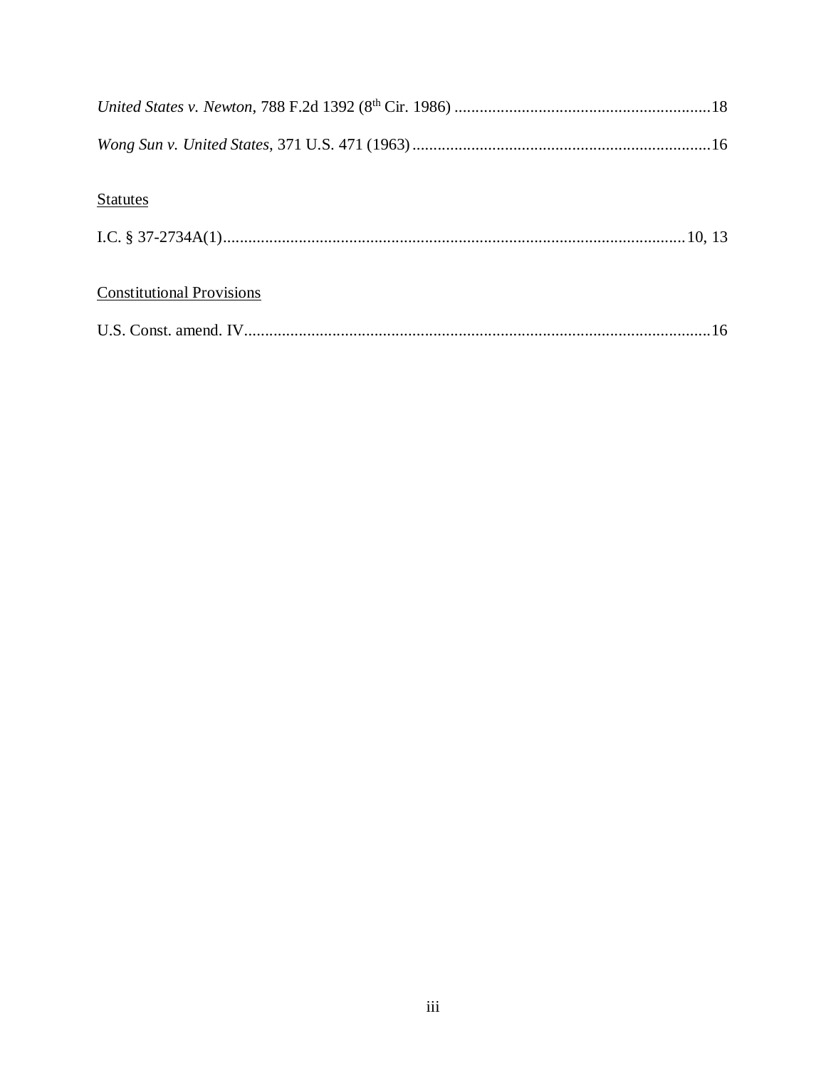*United States v. Newton*, 788 F.2d 1392 (8th Cir. 1986) ............................................................18

*Wong Sun v. United States*, 371 U.S. 471 (1963) ......................................................................16

Statutes

I.C. § 37-2734A(1).............................................................................................................10, 13

Constitutional Provisions

U.S. Const. amend. IV..............................................................................................................16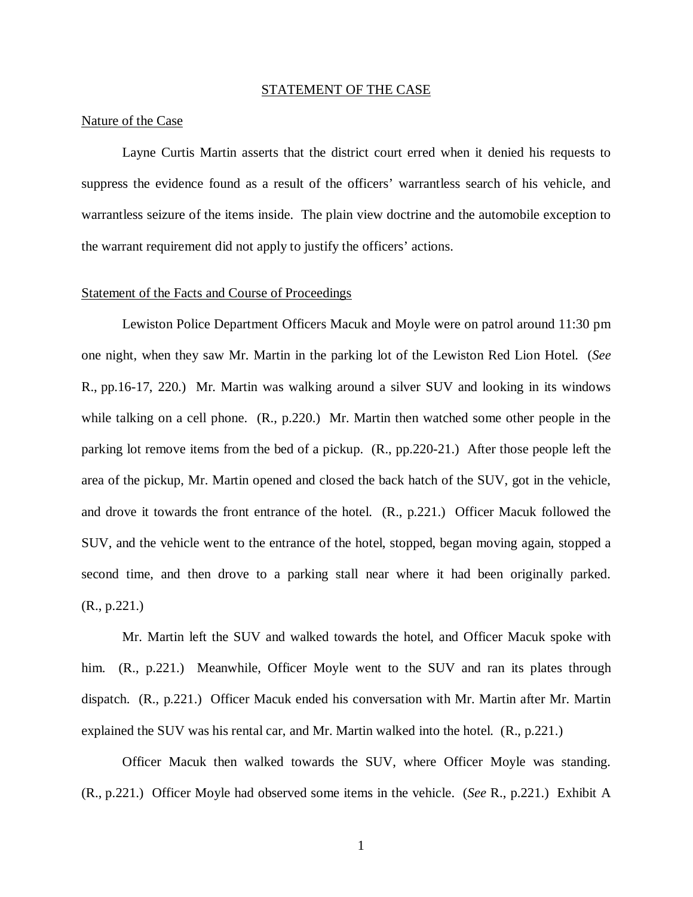## STATEMENT OF THE CASE

### Nature of the Case

Layne Curtis Martin asserts that the district court erred when it denied his requests to suppress the evidence found as a result of the officers' warrantless search of his vehicle, and warrantless seizure of the items inside. The plain view doctrine and the automobile exception to the warrant requirement did not apply to justify the officers' actions.

### Statement of the Facts and Course of Proceedings

Lewiston Police Department Officers Macuk and Moyle were on patrol around 11:30 pm one night, when they saw Mr. Martin in the parking lot of the Lewiston Red Lion Hotel. (*See* R., pp.16-17, 220.) Mr. Martin was walking around a silver SUV and looking in its windows while talking on a cell phone. (R., p.220.) Mr. Martin then watched some other people in the parking lot remove items from the bed of a pickup. (R., pp.220-21.) After those people left the area of the pickup, Mr. Martin opened and closed the back hatch of the SUV, got in the vehicle, and drove it towards the front entrance of the hotel. (R., p.221.) Officer Macuk followed the SUV, and the vehicle went to the entrance of the hotel, stopped, began moving again, stopped a second time, and then drove to a parking stall near where it had been originally parked. (R., p.221.)

Mr. Martin left the SUV and walked towards the hotel, and Officer Macuk spoke with him. (R., p.221.) Meanwhile, Officer Moyle went to the SUV and ran its plates through dispatch. (R., p.221.) Officer Macuk ended his conversation with Mr. Martin after Mr. Martin explained the SUV was his rental car, and Mr. Martin walked into the hotel. (R., p.221.)

Officer Macuk then walked towards the SUV, where Officer Moyle was standing. (R., p.221.) Officer Moyle had observed some items in the vehicle. (*See* R., p.221.) Exhibit A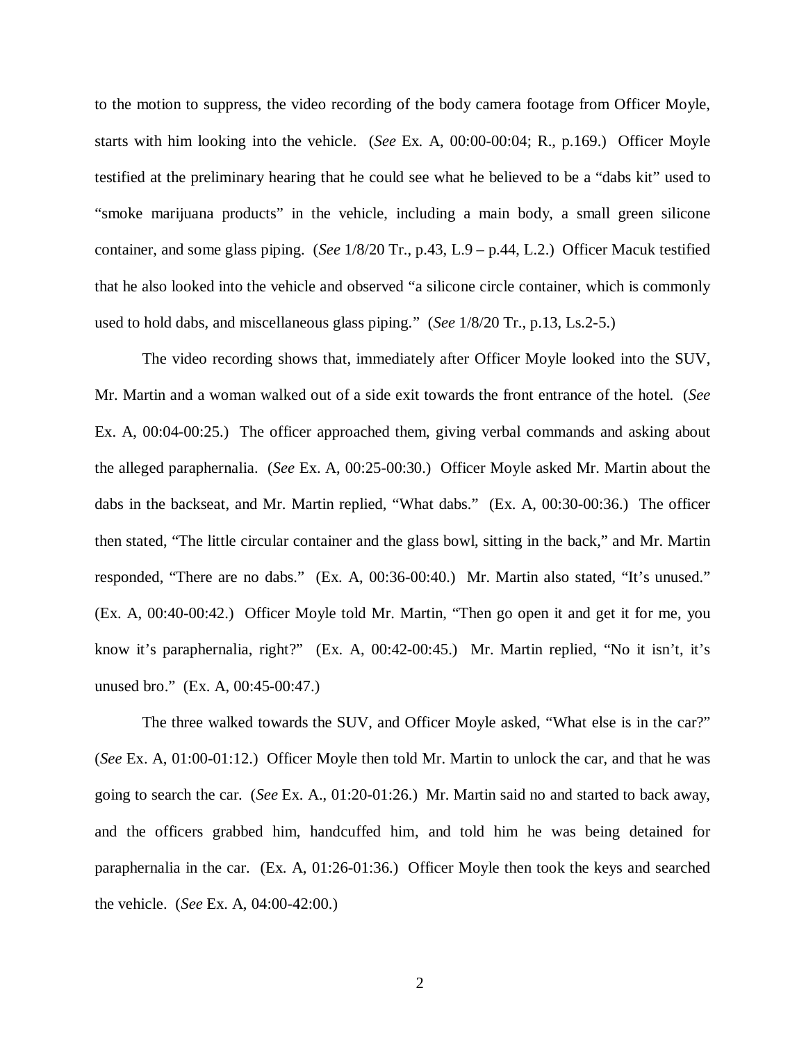to the motion to suppress, the video recording of the body camera footage from Officer Moyle, starts with him looking into the vehicle. (*See* Ex. A, 00:00-00:04; R., p.169.) Officer Moyle testified at the preliminary hearing that he could see what he believed to be a "dabs kit" used to "smoke marijuana products" in the vehicle, including a main body, a small green silicone container, and some glass piping. (*See* 1/8/20 Tr., p.43, L.9 – p.44, L.2.) Officer Macuk testified that he also looked into the vehicle and observed "a silicone circle container, which is commonly used to hold dabs, and miscellaneous glass piping." (*See* 1/8/20 Tr., p.13, Ls.2-5.)

The video recording shows that, immediately after Officer Moyle looked into the SUV, Mr. Martin and a woman walked out of a side exit towards the front entrance of the hotel. (*See* Ex. A, 00:04-00:25.) The officer approached them, giving verbal commands and asking about the alleged paraphernalia. (*See* Ex. A, 00:25-00:30.) Officer Moyle asked Mr. Martin about the dabs in the backseat, and Mr. Martin replied, "What dabs." (Ex. A, 00:30-00:36.) The officer then stated, "The little circular container and the glass bowl, sitting in the back," and Mr. Martin responded, "There are no dabs." (Ex. A, 00:36-00:40.) Mr. Martin also stated, "It's unused." (Ex. A, 00:40-00:42.) Officer Moyle told Mr. Martin, "Then go open it and get it for me, you know it's paraphernalia, right?" (Ex. A, 00:42-00:45.) Mr. Martin replied, "No it isn't, it's unused bro." (Ex. A, 00:45-00:47.)

The three walked towards the SUV, and Officer Moyle asked, "What else is in the car?" (*See* Ex. A, 01:00-01:12.) Officer Moyle then told Mr. Martin to unlock the car, and that he was going to search the car. (*See* Ex. A., 01:20-01:26.) Mr. Martin said no and started to back away, and the officers grabbed him, handcuffed him, and told him he was being detained for paraphernalia in the car. (Ex. A, 01:26-01:36.) Officer Moyle then took the keys and searched the vehicle. (*See* Ex. A, 04:00-42:00.)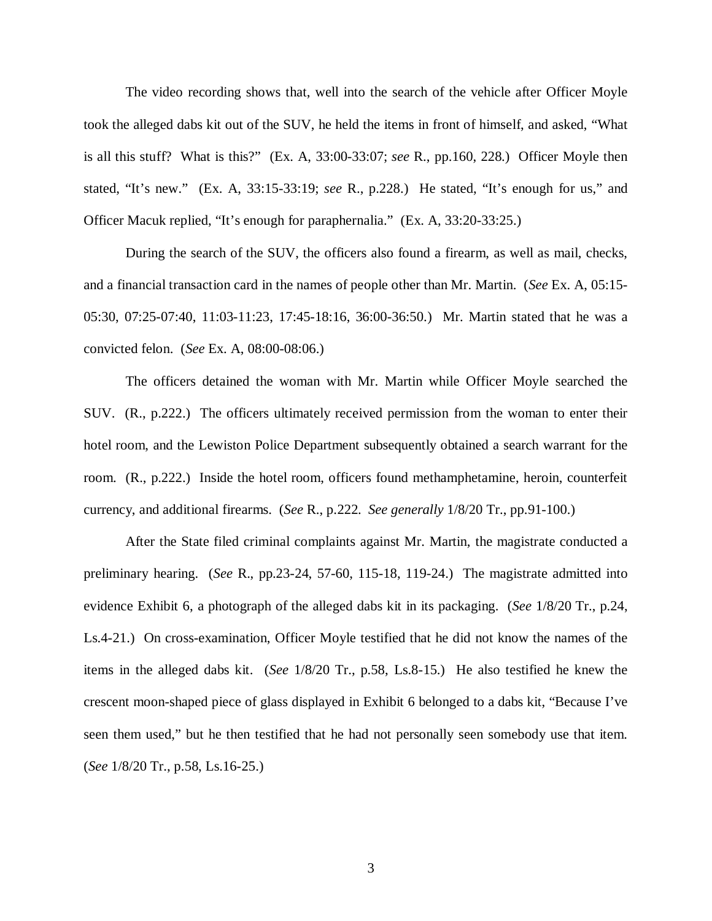The video recording shows that, well into the search of the vehicle after Officer Moyle took the alleged dabs kit out of the SUV, he held the items in front of himself, and asked, "What is all this stuff? What is this?" (Ex. A, 33:00-33:07; *see* R., pp.160, 228.) Officer Moyle then stated, "It's new." (Ex. A, 33:15-33:19; *see* R., p.228.) He stated, "It's enough for us," and Officer Macuk replied, "It's enough for paraphernalia." (Ex. A, 33:20-33:25.)

During the search of the SUV, the officers also found a firearm, as well as mail, checks, and a financial transaction card in the names of people other than Mr. Martin. (*See* Ex. A, 05:15-05:30, 07:25-07:40, 11:03-11:23, 17:45-18:16, 36:00-36:50.) Mr. Martin stated that he was a convicted felon. (*See* Ex. A, 08:00-08:06.)

The officers detained the woman with Mr. Martin while Officer Moyle searched the SUV. (R., p.222.) The officers ultimately received permission from the woman to enter their hotel room, and the Lewiston Police Department subsequently obtained a search warrant for the room. (R., p.222.) Inside the hotel room, officers found methamphetamine, heroin, counterfeit currency, and additional firearms. (*See* R., p.222. *See generally* 1/8/20 Tr., pp.91-100.)

After the State filed criminal complaints against Mr. Martin, the magistrate conducted a preliminary hearing. (*See* R., pp.23-24, 57-60, 115-18, 119-24.) The magistrate admitted into evidence Exhibit 6, a photograph of the alleged dabs kit in its packaging. (*See* 1/8/20 Tr., p.24, Ls.4-21.) On cross-examination, Officer Moyle testified that he did not know the names of the items in the alleged dabs kit. (*See* 1/8/20 Tr., p.58, Ls.8-15.) He also testified he knew the crescent moon-shaped piece of glass displayed in Exhibit 6 belonged to a dabs kit, "Because I've seen them used," but he then testified that he had not personally seen somebody use that item. (*See* 1/8/20 Tr., p.58, Ls.16-25.)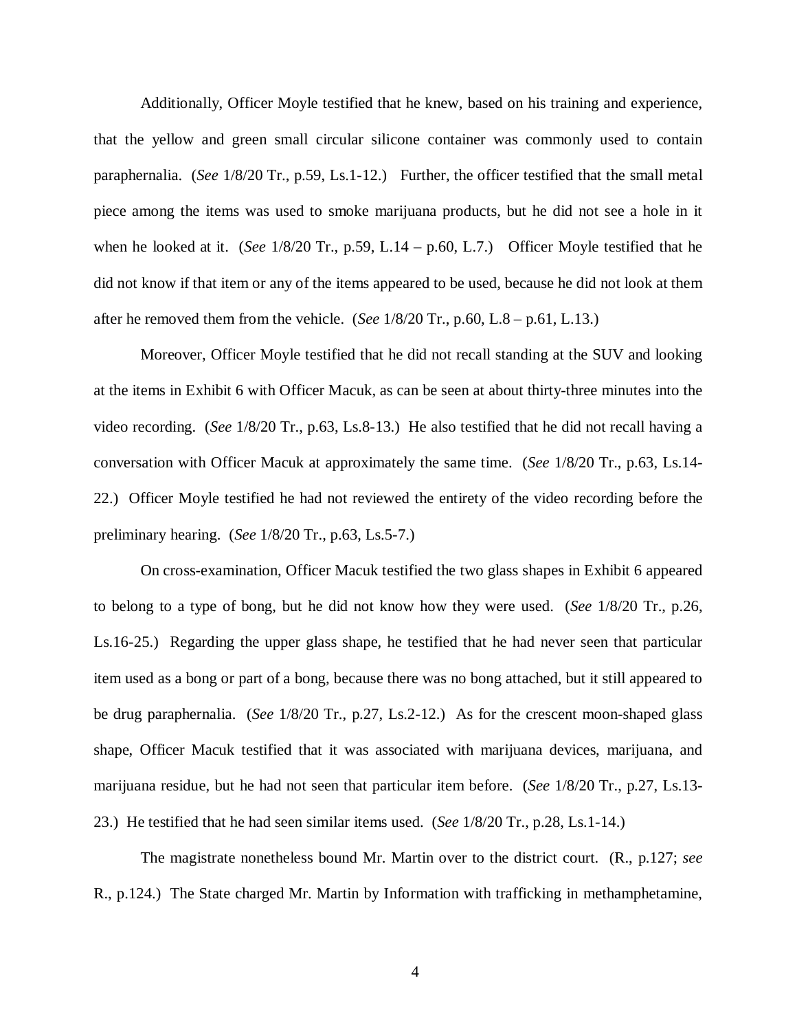Additionally, Officer Moyle testified that he knew, based on his training and experience, that the yellow and green small circular silicone container was commonly used to contain paraphernalia. (*See* 1/8/20 Tr., p.59, Ls.1-12.) Further, the officer testified that the small metal piece among the items was used to smoke marijuana products, but he did not see a hole in it when he looked at it. (*See* 1/8/20 Tr., p.59, L.14 – p.60, L.7.) Officer Moyle testified that he did not know if that item or any of the items appeared to be used, because he did not look at them after he removed them from the vehicle. (*See* 1/8/20 Tr., p.60, L.8 – p.61, L.13.)

Moreover, Officer Moyle testified that he did not recall standing at the SUV and looking at the items in Exhibit 6 with Officer Macuk, as can be seen at about thirty-three minutes into the video recording. (*See* 1/8/20 Tr., p.63, Ls.8-13.) He also testified that he did not recall having a conversation with Officer Macuk at approximately the same time. (*See* 1/8/20 Tr., p.63, Ls.14-22.) Officer Moyle testified he had not reviewed the entirety of the video recording before the preliminary hearing. (*See* 1/8/20 Tr., p.63, Ls.5-7.)

On cross-examination, Officer Macuk testified the two glass shapes in Exhibit 6 appeared to belong to a type of bong, but he did not know how they were used. (*See* 1/8/20 Tr., p.26, Ls.16-25.) Regarding the upper glass shape, he testified that he had never seen that particular item used as a bong or part of a bong, because there was no bong attached, but it still appeared to be drug paraphernalia. (*See* 1/8/20 Tr., p.27, Ls.2-12.) As for the crescent moon-shaped glass shape, Officer Macuk testified that it was associated with marijuana devices, marijuana, and marijuana residue, but he had not seen that particular item before. (*See* 1/8/20 Tr., p.27, Ls.13-23.) He testified that he had seen similar items used. (*See* 1/8/20 Tr., p.28, Ls.1-14.)

The magistrate nonetheless bound Mr. Martin over to the district court. (R., p.127; *see* R., p.124.) The State charged Mr. Martin by Information with trafficking in methamphetamine,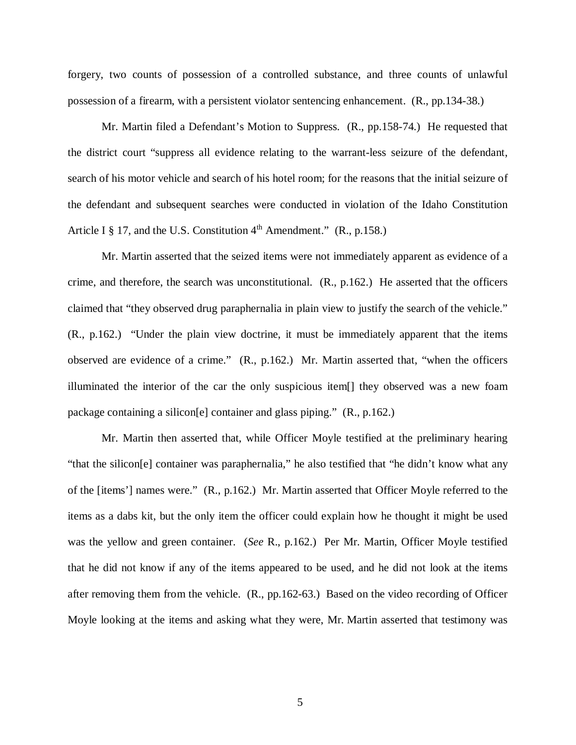forgery, two counts of possession of a controlled substance, and three counts of unlawful possession of a firearm, with a persistent violator sentencing enhancement. (R., pp.134-38.)

Mr. Martin filed a Defendant's Motion to Suppress. (R., pp.158-74.) He requested that the district court "suppress all evidence relating to the warrant-less seizure of the defendant, search of his motor vehicle and search of his hotel room; for the reasons that the initial seizure of the defendant and subsequent searches were conducted in violation of the Idaho Constitution Article I § 17, and the U.S. Constitution 4th Amendment." (R., p.158.)

Mr. Martin asserted that the seized items were not immediately apparent as evidence of a crime, and therefore, the search was unconstitutional. (R., p.162.) He asserted that the officers claimed that "they observed drug paraphernalia in plain view to justify the search of the vehicle." (R., p.162.) "Under the plain view doctrine, it must be immediately apparent that the items observed are evidence of a crime." (R., p.162.) Mr. Martin asserted that, "when the officers illuminated the interior of the car the only suspicious item[] they observed was a new foam package containing a silicon[e] container and glass piping." (R., p.162.)

Mr. Martin then asserted that, while Officer Moyle testified at the preliminary hearing "that the silicon[e] container was paraphernalia," he also testified that "he didn't know what any of the [items'] names were." (R., p.162.) Mr. Martin asserted that Officer Moyle referred to the items as a dabs kit, but the only item the officer could explain how he thought it might be used was the yellow and green container. (*See* R., p.162.) Per Mr. Martin, Officer Moyle testified that he did not know if any of the items appeared to be used, and he did not look at the items after removing them from the vehicle. (R., pp.162-63.) Based on the video recording of Officer Moyle looking at the items and asking what they were, Mr. Martin asserted that testimony was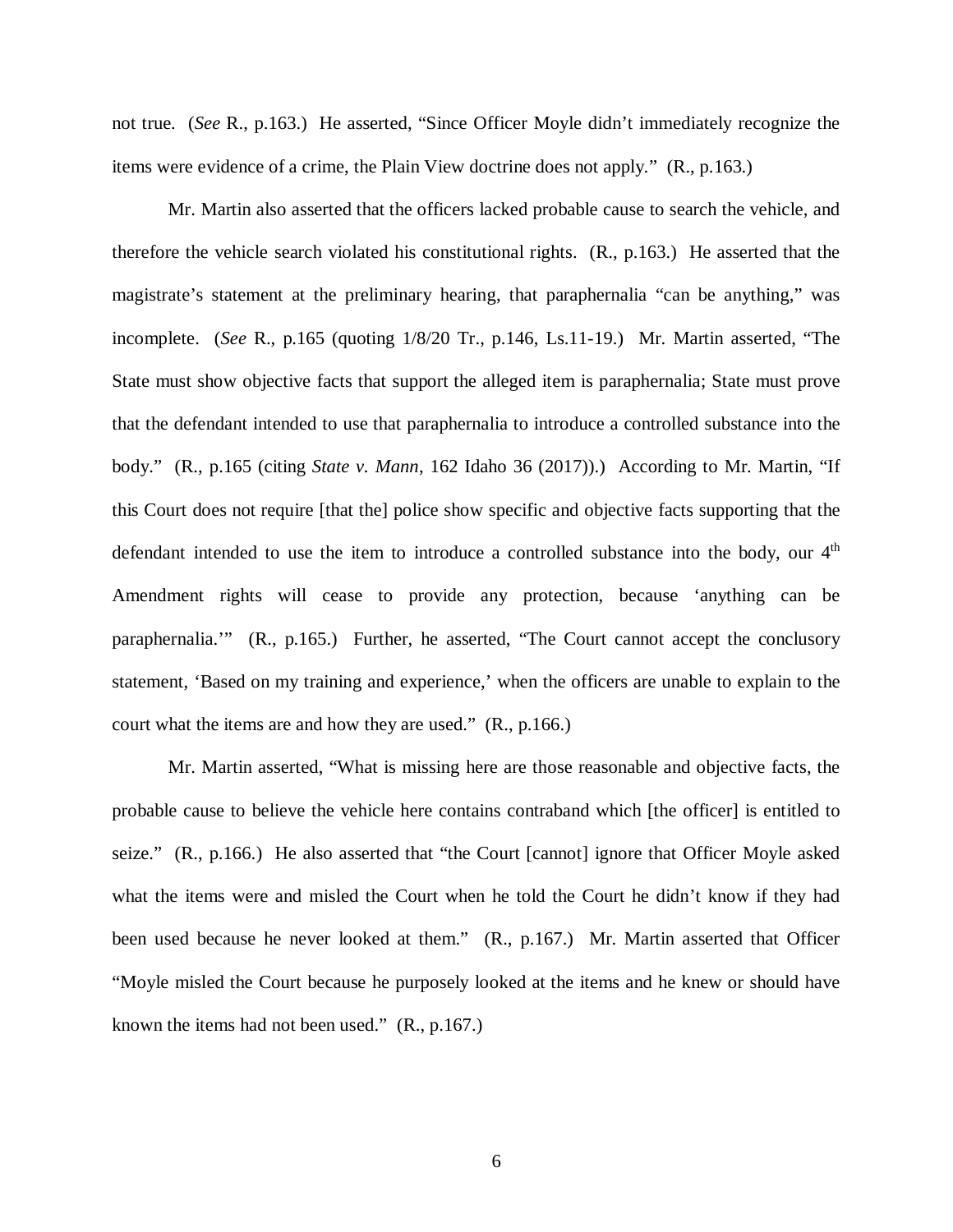not true. (*See* R., p.163.) He asserted, "Since Officer Moyle didn't immediately recognize the items were evidence of a crime, the Plain View doctrine does not apply." (R., p.163.)

Mr. Martin also asserted that the officers lacked probable cause to search the vehicle, and therefore the vehicle search violated his constitutional rights. (R., p.163.) He asserted that the magistrate's statement at the preliminary hearing, that paraphernalia "can be anything," was incomplete. (*See* R., p.165 (quoting 1/8/20 Tr., p.146, Ls.11-19.) Mr. Martin asserted, "The State must show objective facts that support the alleged item is paraphernalia; State must prove that the defendant intended to use that paraphernalia to introduce a controlled substance into the body." (R., p.165 (citing *State v. Mann*, 162 Idaho 36 (2017)).) According to Mr. Martin, "If this Court does not require [that the] police show specific and objective facts supporting that the defendant intended to use the item to introduce a controlled substance into the body, our 4th Amendment rights will cease to provide any protection, because 'anything can be paraphernalia.'" (R., p.165.) Further, he asserted, "The Court cannot accept the conclusory statement, 'Based on my training and experience,' when the officers are unable to explain to the court what the items are and how they are used." (R., p.166.)

Mr. Martin asserted, "What is missing here are those reasonable and objective facts, the probable cause to believe the vehicle here contains contraband which [the officer] is entitled to seize." (R., p.166.) He also asserted that "the Court [cannot] ignore that Officer Moyle asked what the items were and misled the Court when he told the Court he didn't know if they had been used because he never looked at them." (R., p.167.) Mr. Martin asserted that Officer "Moyle misled the Court because he purposely looked at the items and he knew or should have known the items had not been used." (R., p.167.)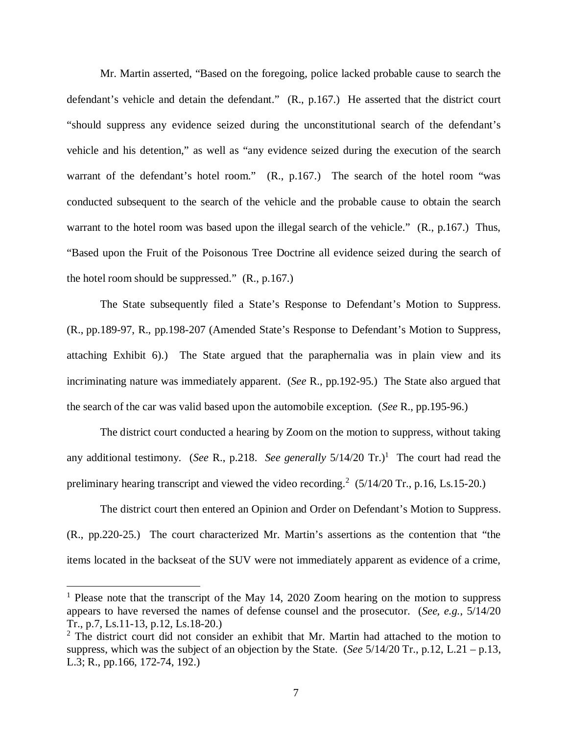Mr. Martin asserted, "Based on the foregoing, police lacked probable cause to search the defendant's vehicle and detain the defendant." (R., p.167.) He asserted that the district court "should suppress any evidence seized during the unconstitutional search of the defendant's vehicle and his detention," as well as "any evidence seized during the execution of the search warrant of the defendant's hotel room." (R., p.167.) The search of the hotel room "was conducted subsequent to the search of the vehicle and the probable cause to obtain the search warrant to the hotel room was based upon the illegal search of the vehicle." (R., p.167.) Thus, "Based upon the Fruit of the Poisonous Tree Doctrine all evidence seized during the search of the hotel room should be suppressed." (R., p.167.)

The State subsequently filed a State's Response to Defendant's Motion to Suppress. (R., pp.189-97, R., pp.198-207 (Amended State's Response to Defendant's Motion to Suppress, attaching Exhibit 6).) The State argued that the paraphernalia was in plain view and its incriminating nature was immediately apparent. (*See* R., pp.192-95.) The State also argued that the search of the car was valid based upon the automobile exception. (*See* R., pp.195-96.)

The district court conducted a hearing by Zoom on the motion to suppress, without taking any additional testimony. (*See* R., p.218. *See generally* 5/14/20 Tr.)[1] The court had read the preliminary hearing transcript and viewed the video recording.[2] (5/14/20 Tr., p.16, Ls.15-20.)

The district court then entered an Opinion and Order on Defendant's Motion to Suppress. (R., pp.220-25.) The court characterized Mr. Martin's assertions as the contention that "the items located in the backseat of the SUV were not immediately apparent as evidence of a crime,

---

[1] Please note that the transcript of the May 14, 2020 Zoom hearing on the motion to suppress appears to have reversed the names of defense counsel and the prosecutor. (*See, e.g.*, 5/14/20 Tr., p.7, Ls.11-13, p.12, Ls.18-20.)

[2] The district court did not consider an exhibit that Mr. Martin had attached to the motion to suppress, which was the subject of an objection by the State. (*See* 5/14/20 Tr., p.12, L.21 – p.13, L.3; R., pp.166, 172-74, 192.)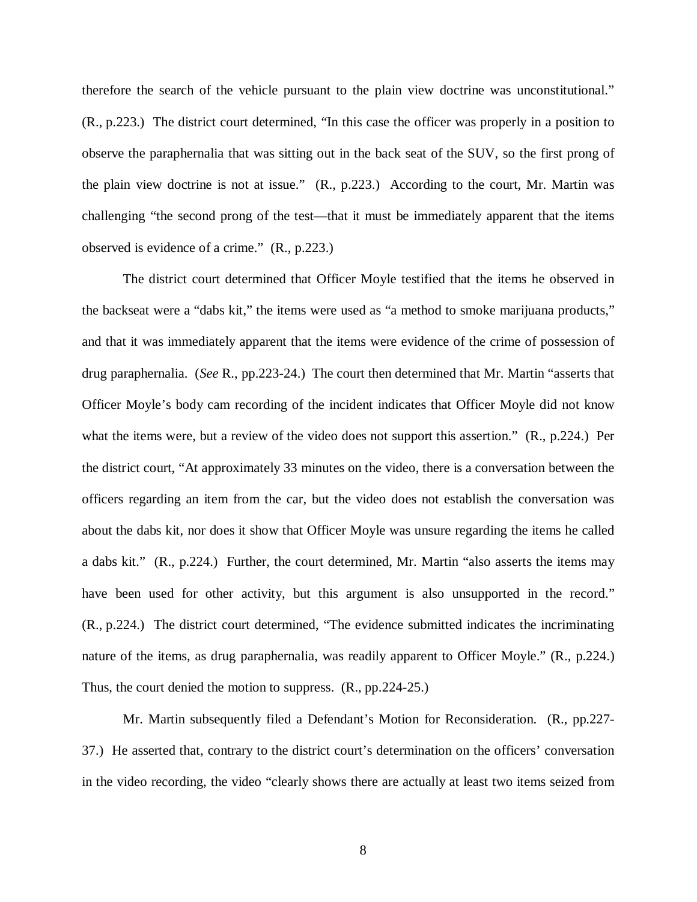therefore the search of the vehicle pursuant to the plain view doctrine was unconstitutional." (R., p.223.) The district court determined, "In this case the officer was properly in a position to observe the paraphernalia that was sitting out in the back seat of the SUV, so the first prong of the plain view doctrine is not at issue." (R., p.223.) According to the court, Mr. Martin was challenging "the second prong of the test—that it must be immediately apparent that the items observed is evidence of a crime." (R., p.223.)

The district court determined that Officer Moyle testified that the items he observed in the backseat were a "dabs kit," the items were used as "a method to smoke marijuana products," and that it was immediately apparent that the items were evidence of the crime of possession of drug paraphernalia. (*See* R., pp.223-24.) The court then determined that Mr. Martin "asserts that Officer Moyle's body cam recording of the incident indicates that Officer Moyle did not know what the items were, but a review of the video does not support this assertion." (R., p.224.) Per the district court, "At approximately 33 minutes on the video, there is a conversation between the officers regarding an item from the car, but the video does not establish the conversation was about the dabs kit, nor does it show that Officer Moyle was unsure regarding the items he called a dabs kit." (R., p.224.) Further, the court determined, Mr. Martin "also asserts the items may have been used for other activity, but this argument is also unsupported in the record." (R., p.224.) The district court determined, "The evidence submitted indicates the incriminating nature of the items, as drug paraphernalia, was readily apparent to Officer Moyle." (R., p.224.) Thus, the court denied the motion to suppress. (R., pp.224-25.)

Mr. Martin subsequently filed a Defendant's Motion for Reconsideration. (R., pp.227-37.) He asserted that, contrary to the district court's determination on the officers' conversation in the video recording, the video "clearly shows there are actually at least two items seized from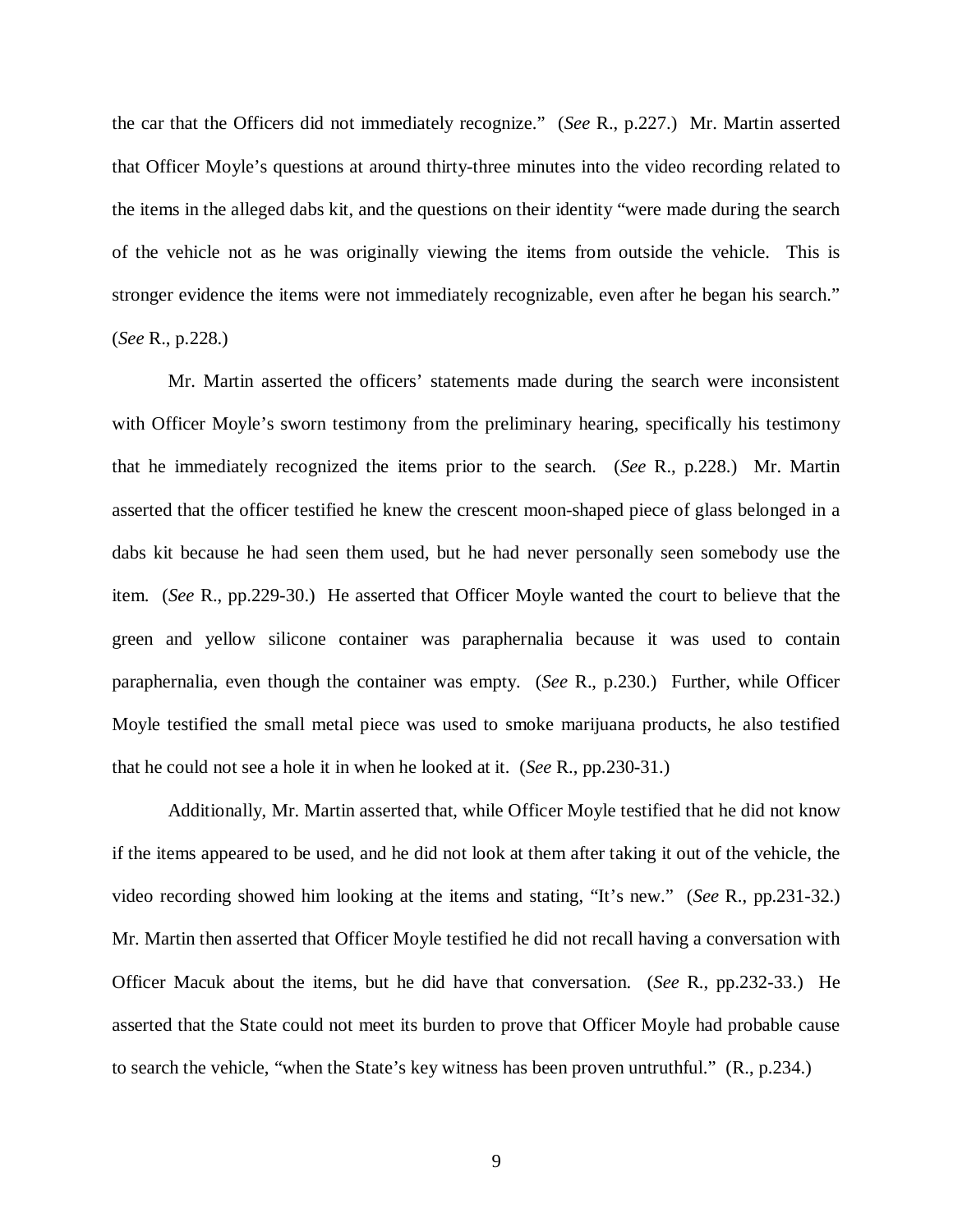the car that the Officers did not immediately recognize." (*See* R., p.227.) Mr. Martin asserted that Officer Moyle's questions at around thirty-three minutes into the video recording related to the items in the alleged dabs kit, and the questions on their identity "were made during the search of the vehicle not as he was originally viewing the items from outside the vehicle. This is stronger evidence the items were not immediately recognizable, even after he began his search." (*See* R., p.228.)

Mr. Martin asserted the officers' statements made during the search were inconsistent with Officer Moyle's sworn testimony from the preliminary hearing, specifically his testimony that he immediately recognized the items prior to the search. (*See* R., p.228.) Mr. Martin asserted that the officer testified he knew the crescent moon-shaped piece of glass belonged in a dabs kit because he had seen them used, but he had never personally seen somebody use the item. (*See* R., pp.229-30.) He asserted that Officer Moyle wanted the court to believe that the green and yellow silicone container was paraphernalia because it was used to contain paraphernalia, even though the container was empty. (*See* R., p.230.) Further, while Officer Moyle testified the small metal piece was used to smoke marijuana products, he also testified that he could not see a hole it in when he looked at it. (*See* R., pp.230-31.)

Additionally, Mr. Martin asserted that, while Officer Moyle testified that he did not know if the items appeared to be used, and he did not look at them after taking it out of the vehicle, the video recording showed him looking at the items and stating, "It's new." (*See* R., pp.231-32.) Mr. Martin then asserted that Officer Moyle testified he did not recall having a conversation with Officer Macuk about the items, but he did have that conversation. (*See* R., pp.232-33.) He asserted that the State could not meet its burden to prove that Officer Moyle had probable cause to search the vehicle, "when the State's key witness has been proven untruthful." (R., p.234.)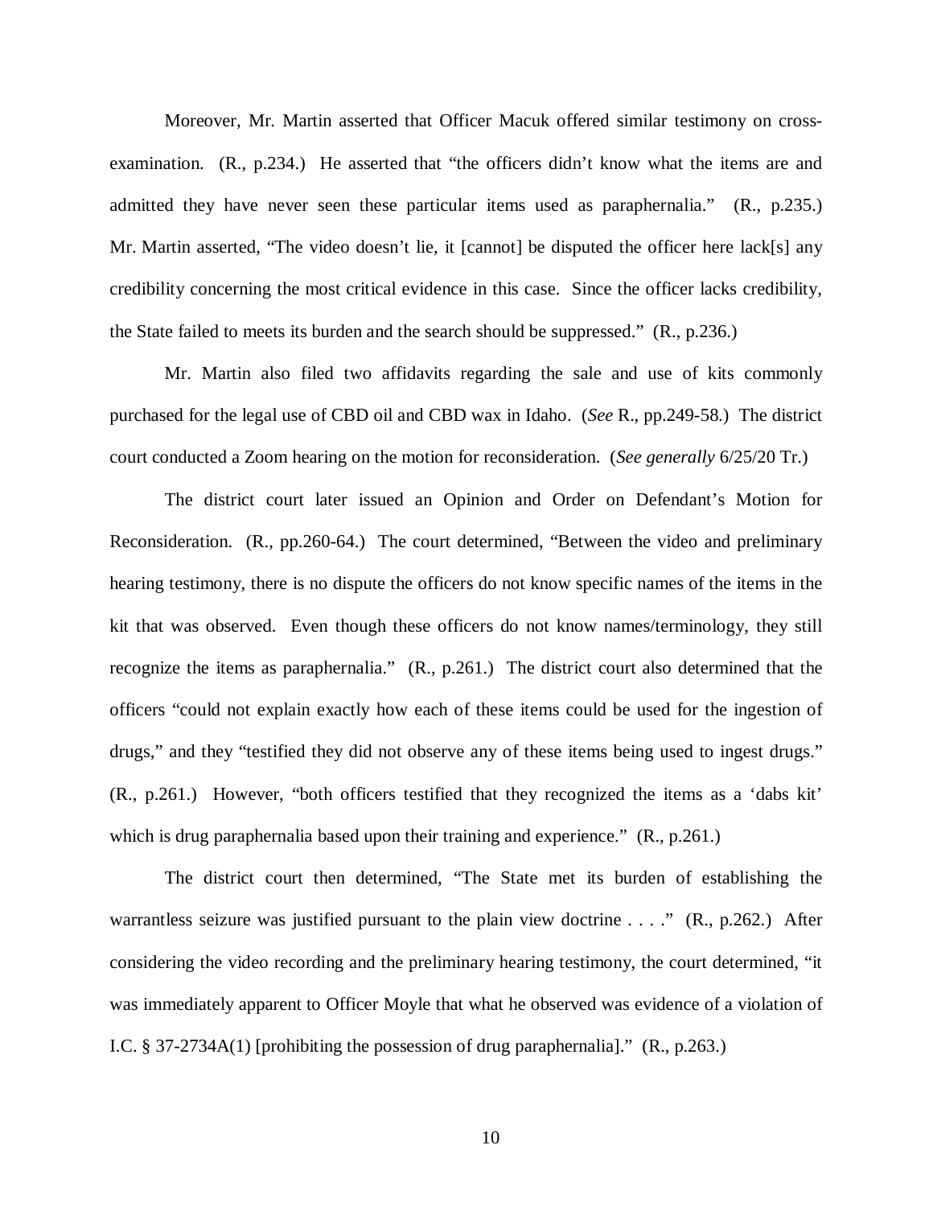Moreover, Mr. Martin asserted that Officer Macuk offered similar testimony on cross-examination. (R., p.234.) He asserted that "the officers didn't know what the items are and admitted they have never seen these particular items used as paraphernalia." (R., p.235.) Mr. Martin asserted, "The video doesn't lie, it [cannot] be disputed the officer here lack[s] any credibility concerning the most critical evidence in this case. Since the officer lacks credibility, the State failed to meets its burden and the search should be suppressed." (R., p.236.)

Mr. Martin also filed two affidavits regarding the sale and use of kits commonly purchased for the legal use of CBD oil and CBD wax in Idaho. (*See* R., pp.249-58.) The district court conducted a Zoom hearing on the motion for reconsideration. (*See generally* 6/25/20 Tr.)

The district court later issued an Opinion and Order on Defendant's Motion for Reconsideration. (R., pp.260-64.) The court determined, "Between the video and preliminary hearing testimony, there is no dispute the officers do not know specific names of the items in the kit that was observed. Even though these officers do not know names/terminology, they still recognize the items as paraphernalia." (R., p.261.) The district court also determined that the officers "could not explain exactly how each of these items could be used for the ingestion of drugs," and they "testified they did not observe any of these items being used to ingest drugs." (R., p.261.) However, "both officers testified that they recognized the items as a 'dabs kit' which is drug paraphernalia based upon their training and experience." (R., p.261.)

The district court then determined, "The State met its burden of establishing the warrantless seizure was justified pursuant to the plain view doctrine . . . ." (R., p.262.) After considering the video recording and the preliminary hearing testimony, the court determined, "it was immediately apparent to Officer Moyle that what he observed was evidence of a violation of I.C. § 37-2734A(1) [prohibiting the possession of drug paraphernalia]." (R., p.263.)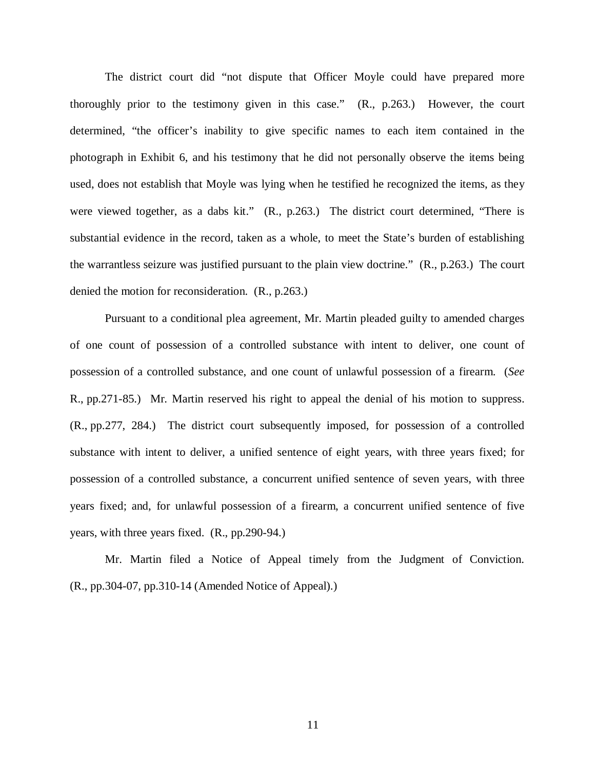The district court did "not dispute that Officer Moyle could have prepared more thoroughly prior to the testimony given in this case." (R., p.263.) However, the court determined, "the officer's inability to give specific names to each item contained in the photograph in Exhibit 6, and his testimony that he did not personally observe the items being used, does not establish that Moyle was lying when he testified he recognized the items, as they were viewed together, as a dabs kit." (R., p.263.) The district court determined, "There is substantial evidence in the record, taken as a whole, to meet the State's burden of establishing the warrantless seizure was justified pursuant to the plain view doctrine." (R., p.263.) The court denied the motion for reconsideration. (R., p.263.)

Pursuant to a conditional plea agreement, Mr. Martin pleaded guilty to amended charges of one count of possession of a controlled substance with intent to deliver, one count of possession of a controlled substance, and one count of unlawful possession of a firearm. (*See* R., pp.271-85.) Mr. Martin reserved his right to appeal the denial of his motion to suppress. (R., pp.277, 284.) The district court subsequently imposed, for possession of a controlled substance with intent to deliver, a unified sentence of eight years, with three years fixed; for possession of a controlled substance, a concurrent unified sentence of seven years, with three years fixed; and, for unlawful possession of a firearm, a concurrent unified sentence of five years, with three years fixed. (R., pp.290-94.)

Mr. Martin filed a Notice of Appeal timely from the Judgment of Conviction. (R., pp.304-07, pp.310-14 (Amended Notice of Appeal).)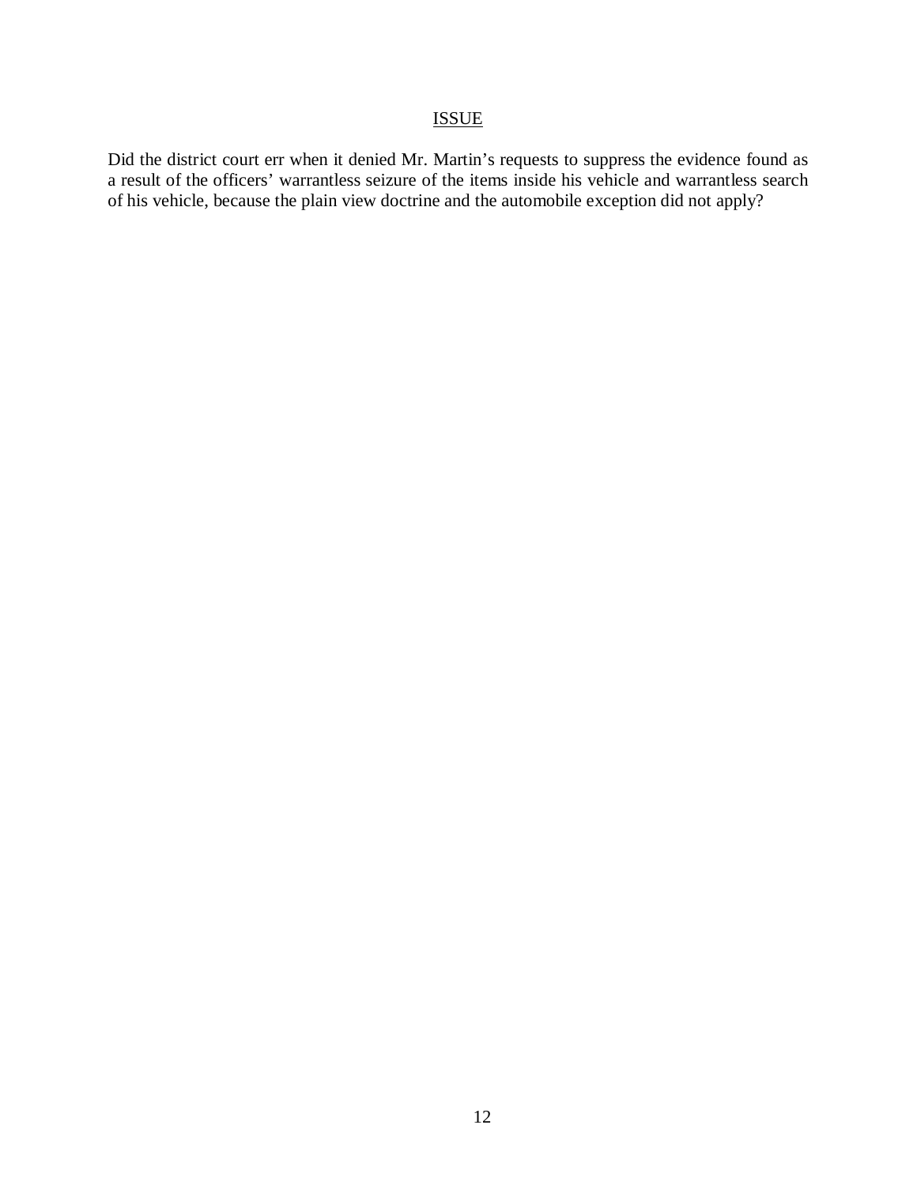## ISSUE

Did the district court err when it denied Mr. Martin's requests to suppress the evidence found as a result of the officers' warrantless seizure of the items inside his vehicle and warrantless search of his vehicle, because the plain view doctrine and the automobile exception did not apply?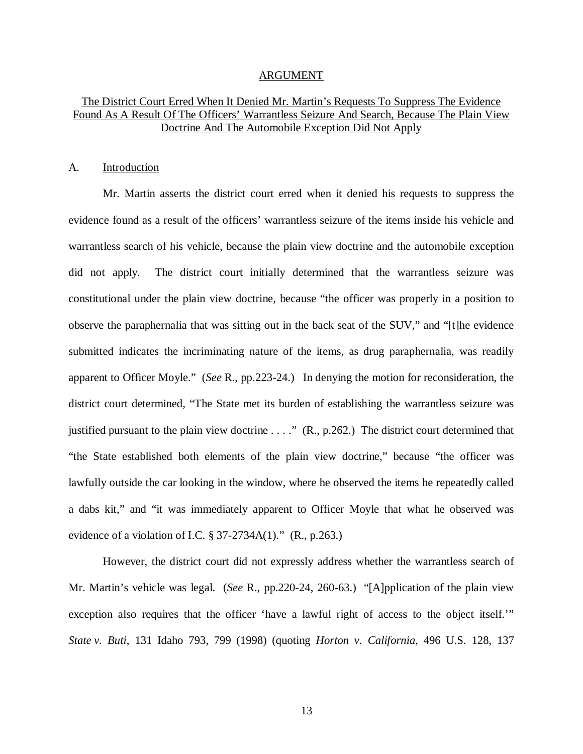## ARGUMENT

### The District Court Erred When It Denied Mr. Martin's Requests To Suppress The Evidence Found As A Result Of The Officers' Warrantless Seizure And Search, Because The Plain View Doctrine And The Automobile Exception Did Not Apply

#### A. Introduction

Mr. Martin asserts the district court erred when it denied his requests to suppress the evidence found as a result of the officers' warrantless seizure of the items inside his vehicle and warrantless search of his vehicle, because the plain view doctrine and the automobile exception did not apply. The district court initially determined that the warrantless seizure was constitutional under the plain view doctrine, because "the officer was properly in a position to observe the paraphernalia that was sitting out in the back seat of the SUV," and "[t]he evidence submitted indicates the incriminating nature of the items, as drug paraphernalia, was readily apparent to Officer Moyle." (*See* R., pp.223-24.) In denying the motion for reconsideration, the district court determined, "The State met its burden of establishing the warrantless seizure was justified pursuant to the plain view doctrine . . . ." (R., p.262.) The district court determined that "the State established both elements of the plain view doctrine," because "the officer was lawfully outside the car looking in the window, where he observed the items he repeatedly called a dabs kit," and "it was immediately apparent to Officer Moyle that what he observed was evidence of a violation of I.C. § 37-2734A(1)." (R., p.263.)

However, the district court did not expressly address whether the warrantless search of Mr. Martin's vehicle was legal. (*See* R., pp.220-24, 260-63.) "[A]pplication of the plain view exception also requires that the officer 'have a lawful right of access to the object itself.'" *State v. Buti*, 131 Idaho 793, 799 (1998) (quoting *Horton v. California*, 496 U.S. 128, 137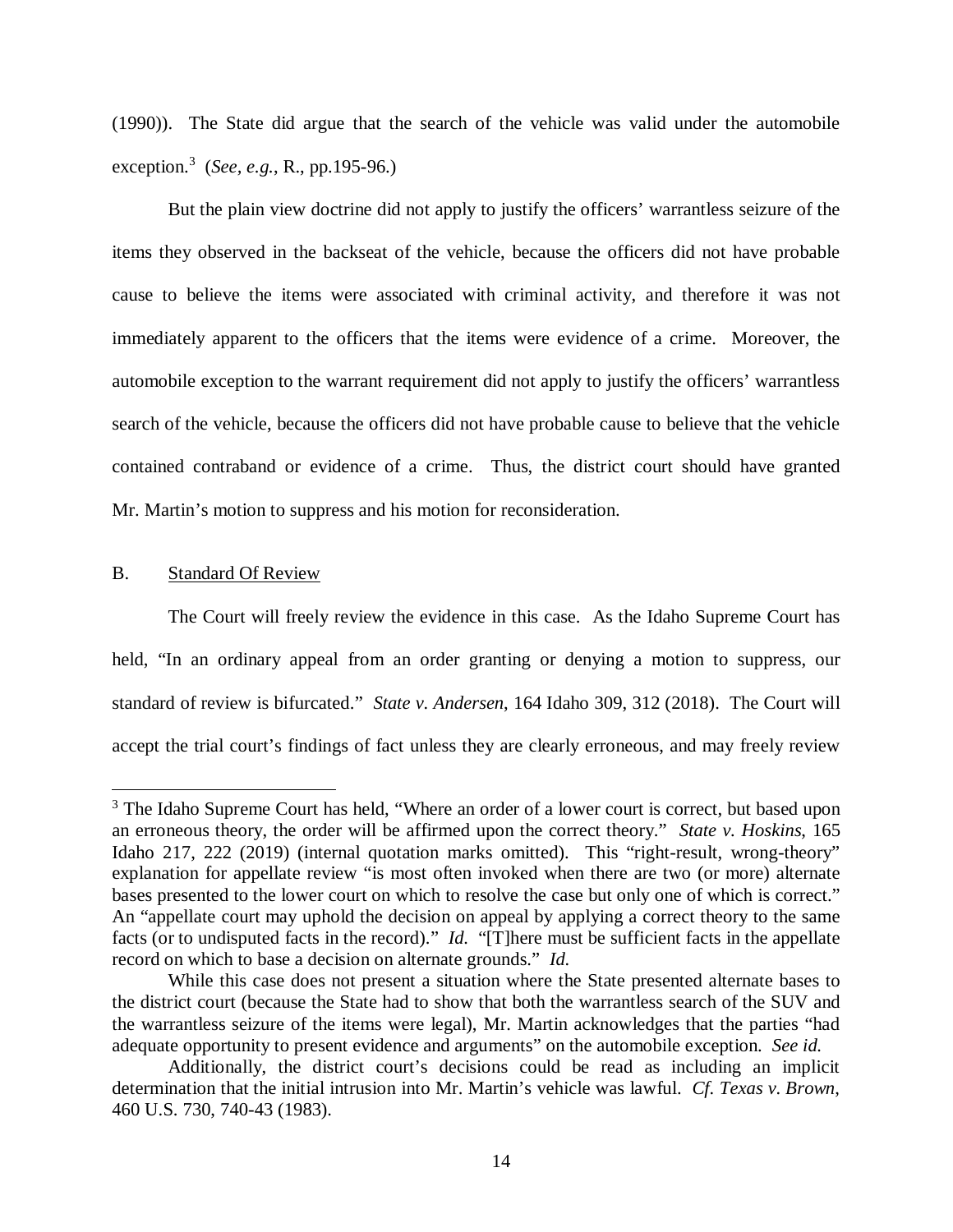(1990)). The State did argue that the search of the vehicle was valid under the automobile exception.[3] (*See, e.g.*, R., pp.195-96.)

But the plain view doctrine did not apply to justify the officers' warrantless seizure of the items they observed in the backseat of the vehicle, because the officers did not have probable cause to believe the items were associated with criminal activity, and therefore it was not immediately apparent to the officers that the items were evidence of a crime. Moreover, the automobile exception to the warrant requirement did not apply to justify the officers' warrantless search of the vehicle, because the officers did not have probable cause to believe that the vehicle contained contraband or evidence of a crime. Thus, the district court should have granted Mr. Martin's motion to suppress and his motion for reconsideration.

B. <u>Standard Of Review</u>

The Court will freely review the evidence in this case. As the Idaho Supreme Court has held, "In an ordinary appeal from an order granting or denying a motion to suppress, our standard of review is bifurcated." *State v. Andersen*, 164 Idaho 309, 312 (2018). The Court will accept the trial court's findings of fact unless they are clearly erroneous, and may freely review

---

[3] The Idaho Supreme Court has held, "Where an order of a lower court is correct, but based upon an erroneous theory, the order will be affirmed upon the correct theory." *State v. Hoskins*, 165 Idaho 217, 222 (2019) (internal quotation marks omitted). This "right-result, wrong-theory" explanation for appellate review "is most often invoked when there are two (or more) alternate bases presented to the lower court on which to resolve the case but only one of which is correct." An "appellate court may uphold the decision on appeal by applying a correct theory to the same facts (or to undisputed facts in the record)." *Id.* "[T]here must be sufficient facts in the appellate record on which to base a decision on alternate grounds." *Id.*

While this case does not present a situation where the State presented alternate bases to the district court (because the State had to show that both the warrantless search of the SUV and the warrantless seizure of the items were legal), Mr. Martin acknowledges that the parties "had adequate opportunity to present evidence and arguments" on the automobile exception. *See id.*

Additionally, the district court's decisions could be read as including an implicit determination that the initial intrusion into Mr. Martin's vehicle was lawful. *Cf. Texas v. Brown*, 460 U.S. 730, 740-43 (1983).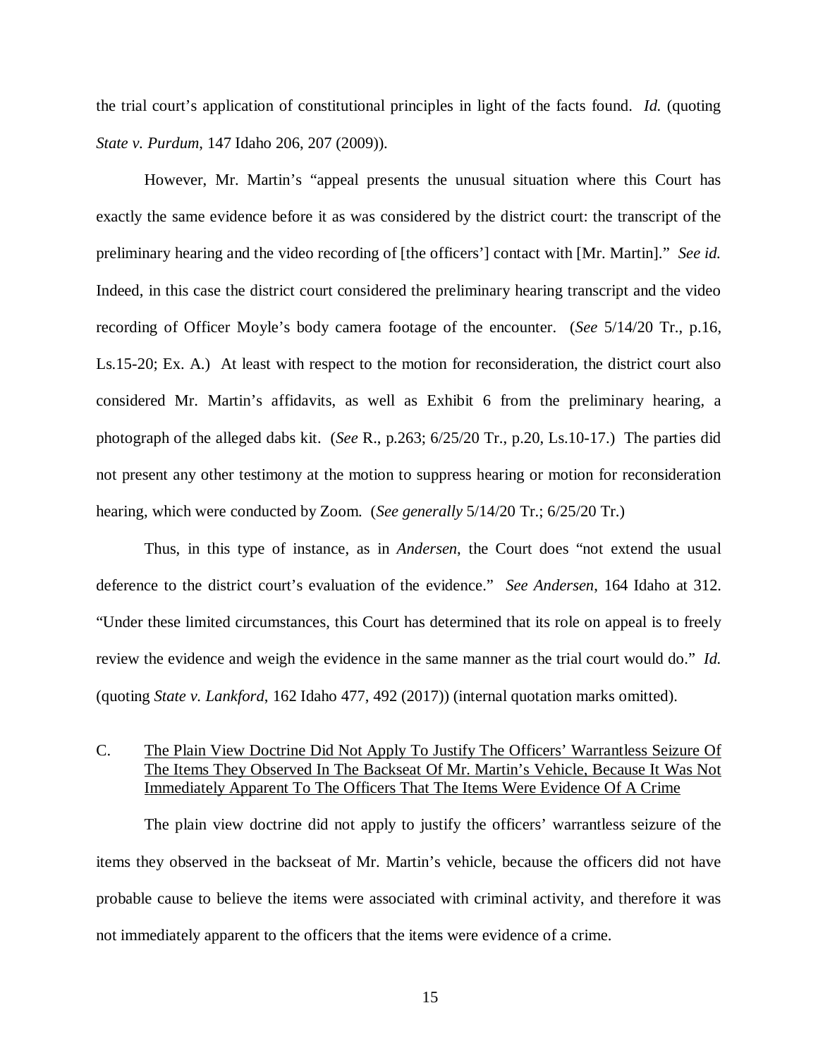the trial court's application of constitutional principles in light of the facts found. *Id.* (quoting *State v. Purdum*, 147 Idaho 206, 207 (2009)).

However, Mr. Martin's "appeal presents the unusual situation where this Court has exactly the same evidence before it as was considered by the district court: the transcript of the preliminary hearing and the video recording of [the officers'] contact with [Mr. Martin]." *See id.* Indeed, in this case the district court considered the preliminary hearing transcript and the video recording of Officer Moyle's body camera footage of the encounter. (*See* 5/14/20 Tr., p.16, Ls.15-20; Ex. A.) At least with respect to the motion for reconsideration, the district court also considered Mr. Martin's affidavits, as well as Exhibit 6 from the preliminary hearing, a photograph of the alleged dabs kit. (*See* R., p.263; 6/25/20 Tr., p.20, Ls.10-17.) The parties did not present any other testimony at the motion to suppress hearing or motion for reconsideration hearing, which were conducted by Zoom. (*See generally* 5/14/20 Tr.; 6/25/20 Tr.)

Thus, in this type of instance, as in *Andersen*, the Court does "not extend the usual deference to the district court's evaluation of the evidence." *See Andersen*, 164 Idaho at 312. "Under these limited circumstances, this Court has determined that its role on appeal is to freely review the evidence and weigh the evidence in the same manner as the trial court would do." *Id.* (quoting *State v. Lankford*, 162 Idaho 477, 492 (2017)) (internal quotation marks omitted).

### C. <u>The Plain View Doctrine Did Not Apply To Justify The Officers' Warrantless Seizure Of The Items They Observed In The Backseat Of Mr. Martin's Vehicle, Because It Was Not Immediately Apparent To The Officers That The Items Were Evidence Of A Crime</u>

The plain view doctrine did not apply to justify the officers' warrantless seizure of the items they observed in the backseat of Mr. Martin's vehicle, because the officers did not have probable cause to believe the items were associated with criminal activity, and therefore it was not immediately apparent to the officers that the items were evidence of a crime.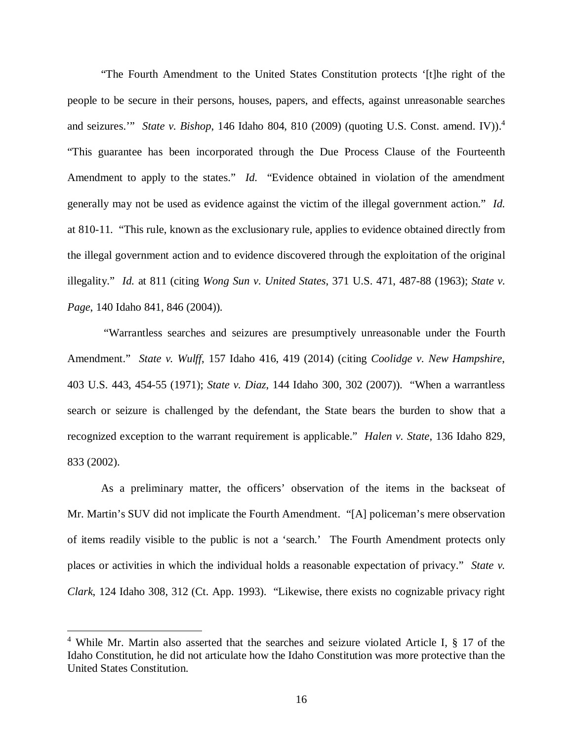"The Fourth Amendment to the United States Constitution protects '[t]he right of the people to be secure in their persons, houses, papers, and effects, against unreasonable searches and seizures.'" *State v. Bishop*, 146 Idaho 804, 810 (2009) (quoting U.S. Const. amend. IV)).[4] "This guarantee has been incorporated through the Due Process Clause of the Fourteenth Amendment to apply to the states." *Id.* "Evidence obtained in violation of the amendment generally may not be used as evidence against the victim of the illegal government action." *Id.* at 810-11. "This rule, known as the exclusionary rule, applies to evidence obtained directly from the illegal government action and to evidence discovered through the exploitation of the original illegality." *Id.* at 811 (citing *Wong Sun v. United States*, 371 U.S. 471, 487-88 (1963); *State v. Page*, 140 Idaho 841, 846 (2004)).

"Warrantless searches and seizures are presumptively unreasonable under the Fourth Amendment." *State v. Wulff*, 157 Idaho 416, 419 (2014) (citing *Coolidge v. New Hampshire*, 403 U.S. 443, 454-55 (1971); *State v. Diaz*, 144 Idaho 300, 302 (2007)). "When a warrantless search or seizure is challenged by the defendant, the State bears the burden to show that a recognized exception to the warrant requirement is applicable." *Halen v. State*, 136 Idaho 829, 833 (2002).

As a preliminary matter, the officers' observation of the items in the backseat of Mr. Martin's SUV did not implicate the Fourth Amendment. "[A] policeman's mere observation of items readily visible to the public is not a 'search.' The Fourth Amendment protects only places or activities in which the individual holds a reasonable expectation of privacy." *State v. Clark*, 124 Idaho 308, 312 (Ct. App. 1993). "Likewise, there exists no cognizable privacy right

---

[4] While Mr. Martin also asserted that the searches and seizure violated Article I, § 17 of the Idaho Constitution, he did not articulate how the Idaho Constitution was more protective than the United States Constitution.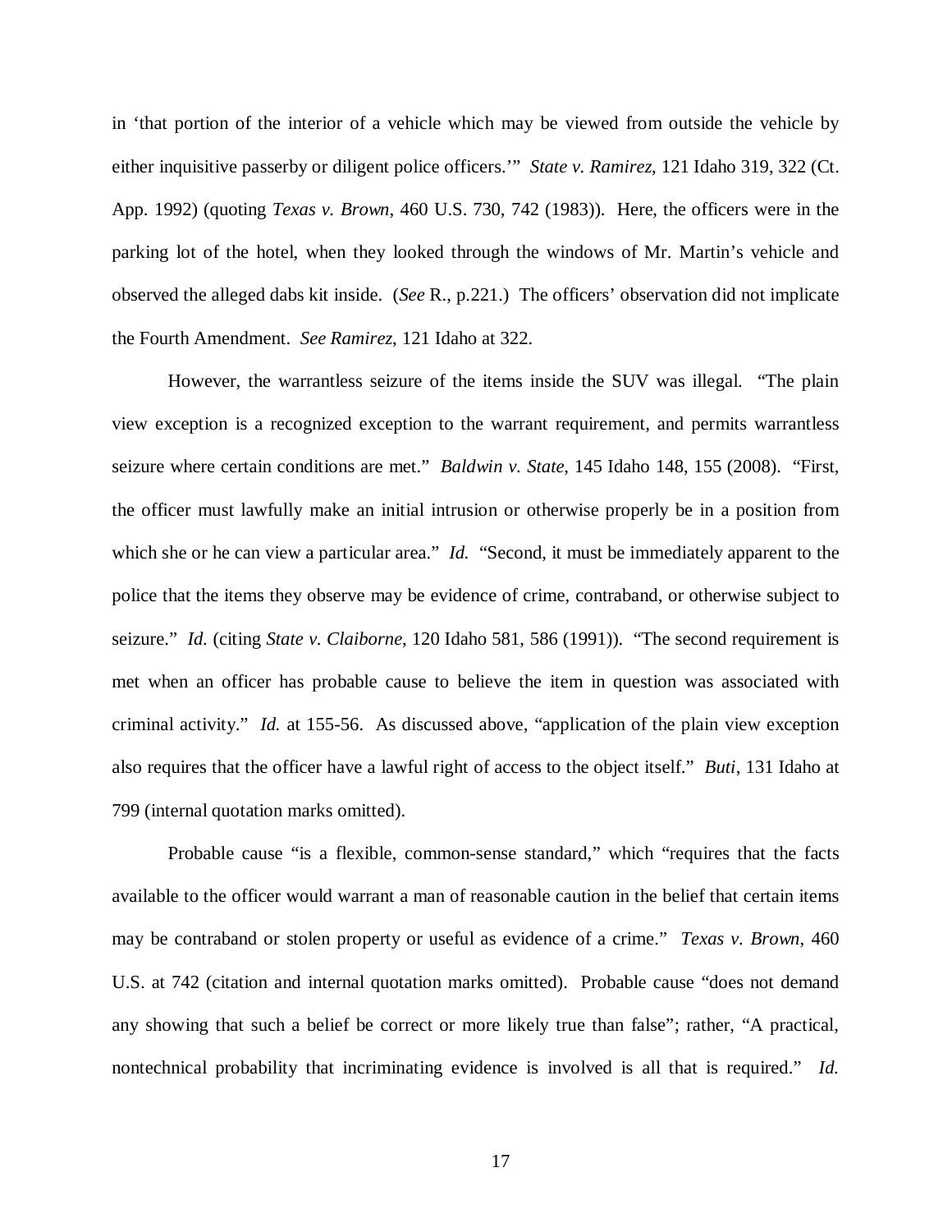in 'that portion of the interior of a vehicle which may be viewed from outside the vehicle by either inquisitive passerby or diligent police officers.'" *State v. Ramirez*, 121 Idaho 319, 322 (Ct. App. 1992) (quoting *Texas v. Brown*, 460 U.S. 730, 742 (1983)). Here, the officers were in the parking lot of the hotel, when they looked through the windows of Mr. Martin's vehicle and observed the alleged dabs kit inside. (*See* R., p.221.) The officers' observation did not implicate the Fourth Amendment. *See Ramirez*, 121 Idaho at 322.

However, the warrantless seizure of the items inside the SUV was illegal. "The plain view exception is a recognized exception to the warrant requirement, and permits warrantless seizure where certain conditions are met." *Baldwin v. State*, 145 Idaho 148, 155 (2008). "First, the officer must lawfully make an initial intrusion or otherwise properly be in a position from which she or he can view a particular area." *Id.* "Second, it must be immediately apparent to the police that the items they observe may be evidence of crime, contraband, or otherwise subject to seizure." *Id.* (citing *State v. Claiborne*, 120 Idaho 581, 586 (1991)). "The second requirement is met when an officer has probable cause to believe the item in question was associated with criminal activity." *Id.* at 155-56. As discussed above, "application of the plain view exception also requires that the officer have a lawful right of access to the object itself." *Buti*, 131 Idaho at 799 (internal quotation marks omitted).

Probable cause "is a flexible, common-sense standard," which "requires that the facts available to the officer would warrant a man of reasonable caution in the belief that certain items may be contraband or stolen property or useful as evidence of a crime." *Texas v. Brown*, 460 U.S. at 742 (citation and internal quotation marks omitted). Probable cause "does not demand any showing that such a belief be correct or more likely true than false"; rather, "A practical, nontechnical probability that incriminating evidence is involved is all that is required." *Id.*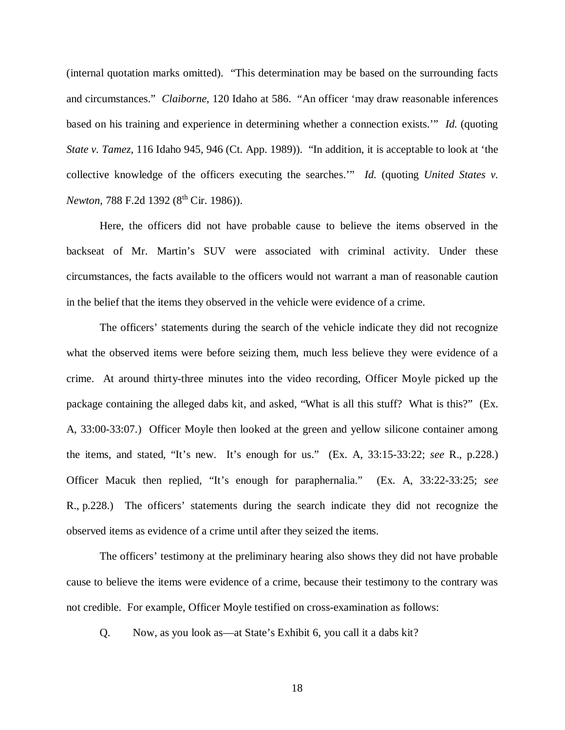(internal quotation marks omitted). "This determination may be based on the surrounding facts and circumstances." *Claiborne*, 120 Idaho at 586. "An officer 'may draw reasonable inferences based on his training and experience in determining whether a connection exists.'" *Id.* (quoting *State v. Tamez*, 116 Idaho 945, 946 (Ct. App. 1989)). "In addition, it is acceptable to look at 'the collective knowledge of the officers executing the searches.'" *Id.* (quoting *United States v. Newton*, 788 F.2d 1392 (8th Cir. 1986)).

Here, the officers did not have probable cause to believe the items observed in the backseat of Mr. Martin's SUV were associated with criminal activity. Under these circumstances, the facts available to the officers would not warrant a man of reasonable caution in the belief that the items they observed in the vehicle were evidence of a crime.

The officers' statements during the search of the vehicle indicate they did not recognize what the observed items were before seizing them, much less believe they were evidence of a crime. At around thirty-three minutes into the video recording, Officer Moyle picked up the package containing the alleged dabs kit, and asked, "What is all this stuff? What is this?" (Ex. A, 33:00-33:07.) Officer Moyle then looked at the green and yellow silicone container among the items, and stated, "It's new. It's enough for us." (Ex. A, 33:15-33:22; *see* R., p.228.) Officer Macuk then replied, "It's enough for paraphernalia." (Ex. A, 33:22-33:25; *see* R., p.228.) The officers' statements during the search indicate they did not recognize the observed items as evidence of a crime until after they seized the items.

The officers' testimony at the preliminary hearing also shows they did not have probable cause to believe the items were evidence of a crime, because their testimony to the contrary was not credible. For example, Officer Moyle testified on cross-examination as follows:

Q. Now, as you look as—at State's Exhibit 6, you call it a dabs kit?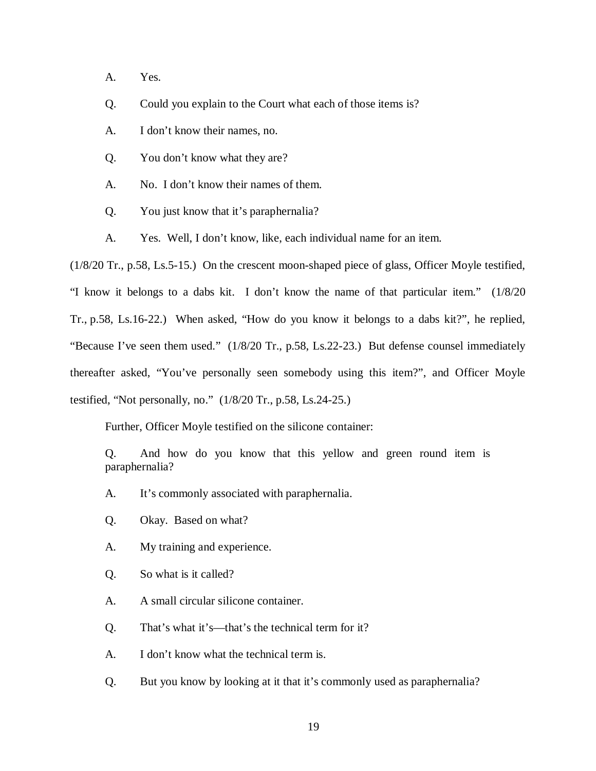A. Yes.

Q. Could you explain to the Court what each of those items is?

A. I don't know their names, no.

Q. You don't know what they are?

A. No. I don't know their names of them.

Q. You just know that it's paraphernalia?

A. Yes. Well, I don't know, like, each individual name for an item.

(1/8/20 Tr., p.58, Ls.5-15.) On the crescent moon-shaped piece of glass, Officer Moyle testified, "I know it belongs to a dabs kit. I don't know the name of that particular item." (1/8/20 Tr., p.58, Ls.16-22.) When asked, "How do you know it belongs to a dabs kit?", he replied, "Because I've seen them used." (1/8/20 Tr., p.58, Ls.22-23.) But defense counsel immediately thereafter asked, "You've personally seen somebody using this item?", and Officer Moyle testified, "Not personally, no." (1/8/20 Tr., p.58, Ls.24-25.)

Further, Officer Moyle testified on the silicone container:

> Q. And how do you know that this yellow and green round item is paraphernalia?
>
> A. It's commonly associated with paraphernalia.
>
> Q. Okay. Based on what?
>
> A. My training and experience.
>
> Q. So what is it called?
>
> A. A small circular silicone container.
>
> Q. That's what it's—that's the technical term for it?
>
> A. I don't know what the technical term is.
>
> Q. But you know by looking at it that it's commonly used as paraphernalia?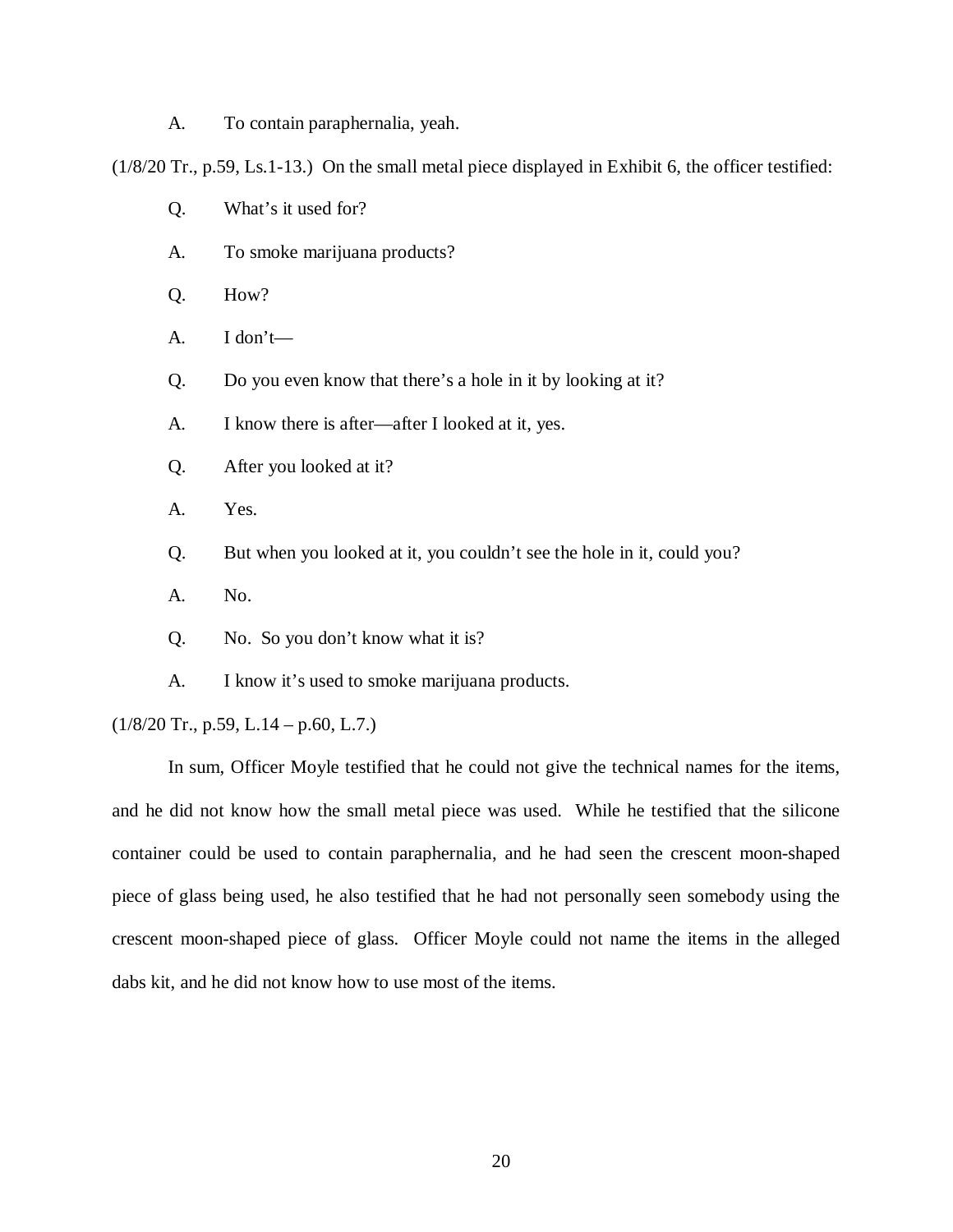A. To contain paraphernalia, yeah.

(1/8/20 Tr., p.59, Ls.1-13.) On the small metal piece displayed in Exhibit 6, the officer testified:

Q. What's it used for?

A. To smoke marijuana products?

Q. How?

A. I don't—

Q. Do you even know that there's a hole in it by looking at it?

A. I know there is after—after I looked at it, yes.

Q. After you looked at it?

A. Yes.

Q. But when you looked at it, you couldn't see the hole in it, could you?

A. No.

Q. No. So you don't know what it is?

A. I know it's used to smoke marijuana products.

(1/8/20 Tr., p.59, L.14 – p.60, L.7.)

In sum, Officer Moyle testified that he could not give the technical names for the items, and he did not know how the small metal piece was used. While he testified that the silicone container could be used to contain paraphernalia, and he had seen the crescent moon-shaped piece of glass being used, he also testified that he had not personally seen somebody using the crescent moon-shaped piece of glass. Officer Moyle could not name the items in the alleged dabs kit, and he did not know how to use most of the items.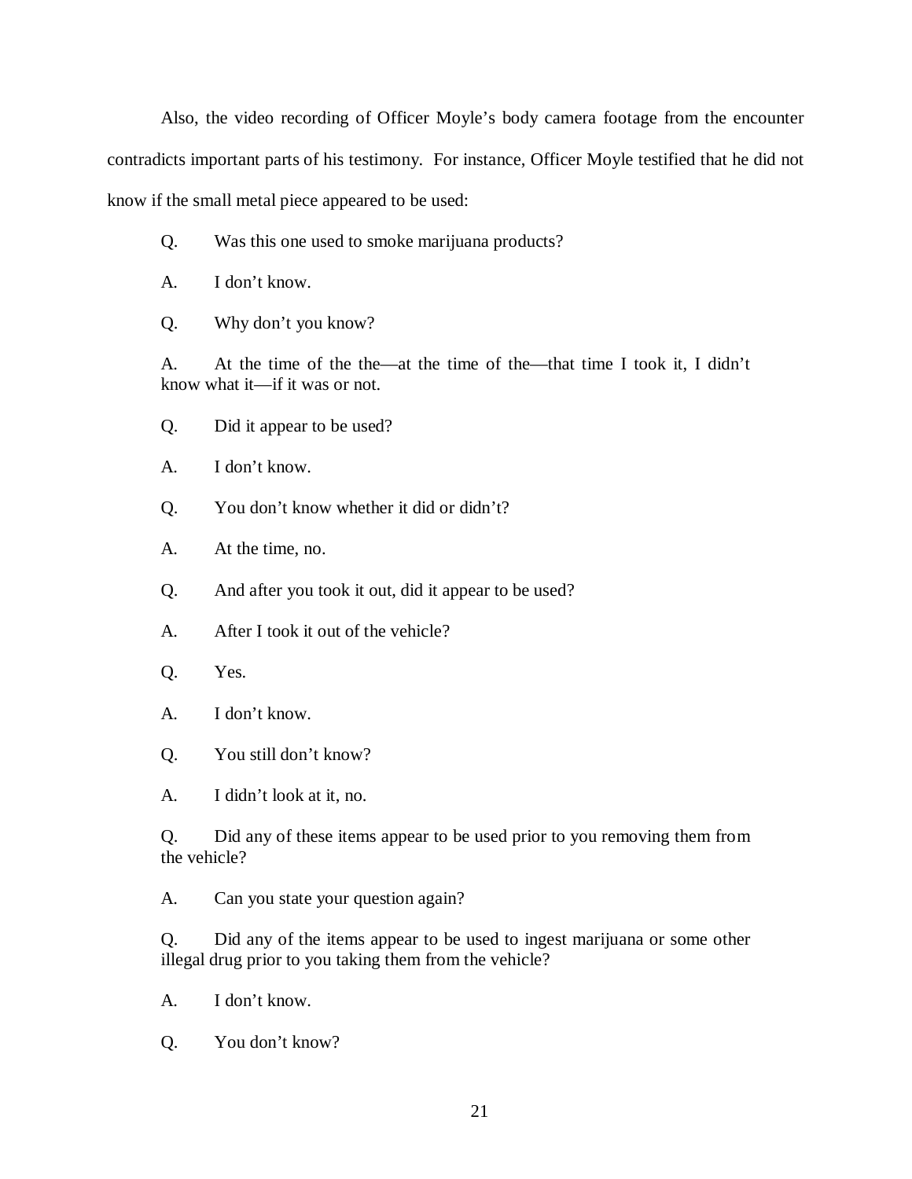Also, the video recording of Officer Moyle's body camera footage from the encounter contradicts important parts of his testimony. For instance, Officer Moyle testified that he did not know if the small metal piece appeared to be used:

> Q. Was this one used to smoke marijuana products?
>
> A. I don't know.
>
> Q. Why don't you know?
>
> A. At the time of the the—at the time of the—that time I took it, I didn't know what it—if it was or not.
>
> Q. Did it appear to be used?
>
> A. I don't know.
>
> Q. You don't know whether it did or didn't?
>
> A. At the time, no.
>
> Q. And after you took it out, did it appear to be used?
>
> A. After I took it out of the vehicle?
>
> Q. Yes.
>
> A. I don't know.
>
> Q. You still don't know?
>
> A. I didn't look at it, no.
>
> Q. Did any of these items appear to be used prior to you removing them from the vehicle?
>
> A. Can you state your question again?
>
> Q. Did any of the items appear to be used to ingest marijuana or some other illegal drug prior to you taking them from the vehicle?
>
> A. I don't know.
>
> Q. You don't know?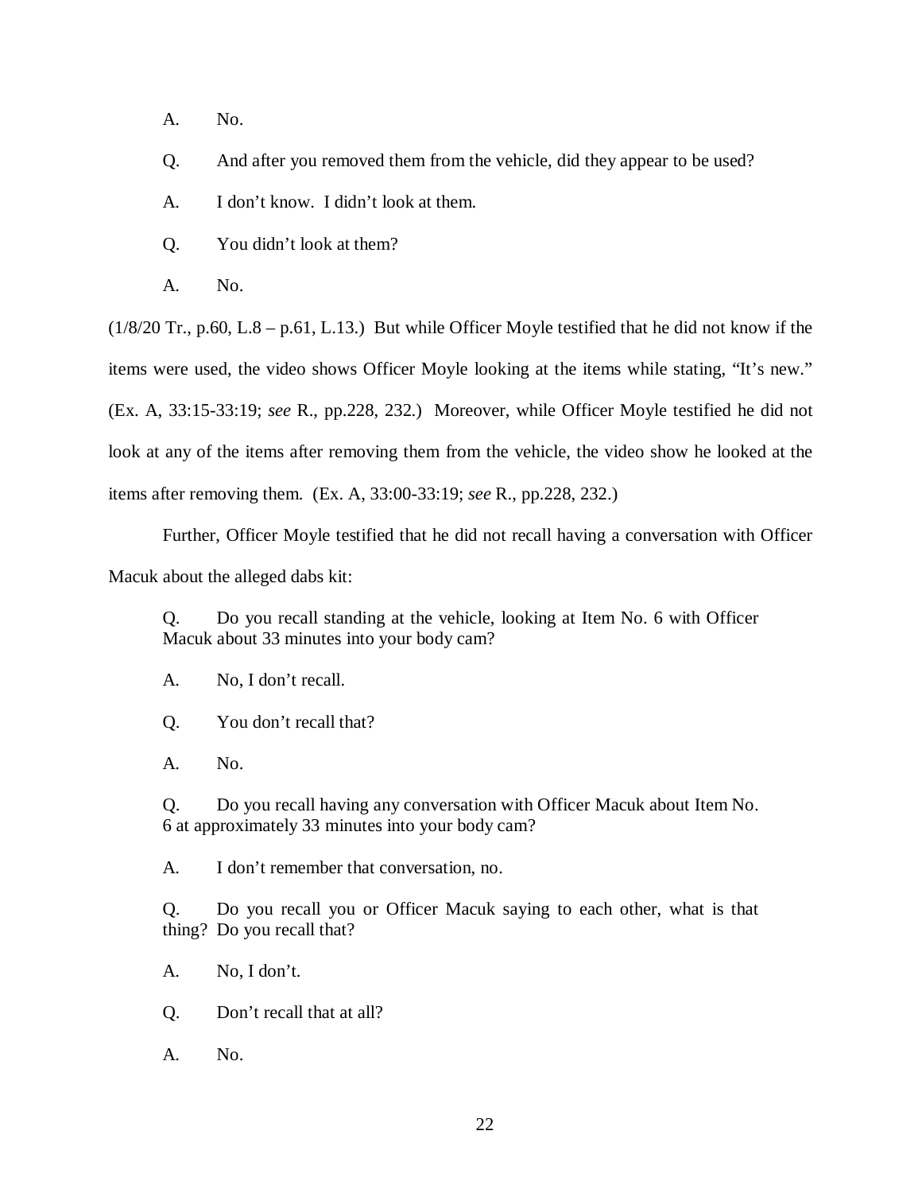A. No.

Q. And after you removed them from the vehicle, did they appear to be used?

A. I don't know. I didn't look at them.

Q. You didn't look at them?

A. No.

(1/8/20 Tr., p.60, L.8 – p.61, L.13.) But while Officer Moyle testified that he did not know if the items were used, the video shows Officer Moyle looking at the items while stating, "It's new." (Ex. A, 33:15-33:19; *see* R., pp.228, 232.) Moreover, while Officer Moyle testified he did not look at any of the items after removing them from the vehicle, the video show he looked at the items after removing them. (Ex. A, 33:00-33:19; *see* R., pp.228, 232.)

Further, Officer Moyle testified that he did not recall having a conversation with Officer Macuk about the alleged dabs kit:

> Q. Do you recall standing at the vehicle, looking at Item No. 6 with Officer Macuk about 33 minutes into your body cam?
>
> A. No, I don't recall.
>
> Q. You don't recall that?
>
> A. No.
>
> Q. Do you recall having any conversation with Officer Macuk about Item No. 6 at approximately 33 minutes into your body cam?
>
> A. I don't remember that conversation, no.
>
> Q. Do you recall you or Officer Macuk saying to each other, what is that thing? Do you recall that?
>
> A. No, I don't.
>
> Q. Don't recall that at all?
>
> A. No.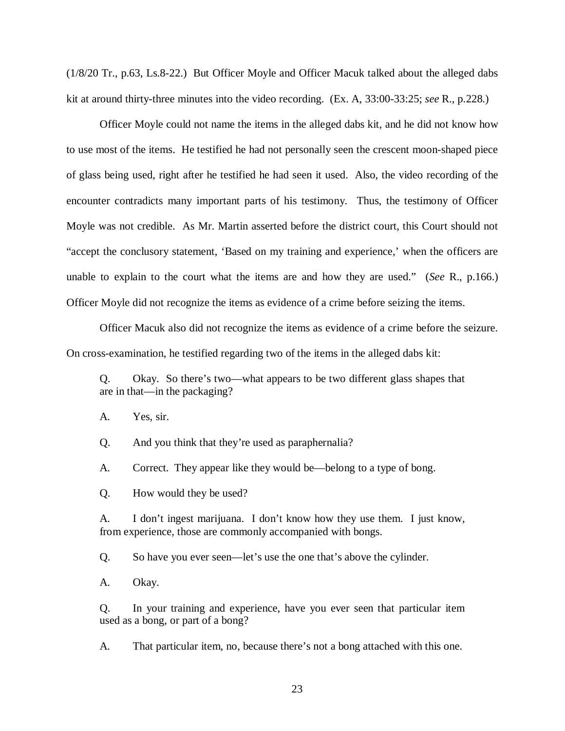(1/8/20 Tr., p.63, Ls.8-22.) But Officer Moyle and Officer Macuk talked about the alleged dabs kit at around thirty-three minutes into the video recording. (Ex. A, 33:00-33:25; *see* R., p.228.)

Officer Moyle could not name the items in the alleged dabs kit, and he did not know how to use most of the items. He testified he had not personally seen the crescent moon-shaped piece of glass being used, right after he testified he had seen it used. Also, the video recording of the encounter contradicts many important parts of his testimony. Thus, the testimony of Officer Moyle was not credible. As Mr. Martin asserted before the district court, this Court should not "accept the conclusory statement, 'Based on my training and experience,' when the officers are unable to explain to the court what the items are and how they are used." (*See* R., p.166.) Officer Moyle did not recognize the items as evidence of a crime before seizing the items.

Officer Macuk also did not recognize the items as evidence of a crime before the seizure. On cross-examination, he testified regarding two of the items in the alleged dabs kit:

> Q. Okay. So there's two—what appears to be two different glass shapes that are in that—in the packaging?
>
> A. Yes, sir.
>
> Q. And you think that they're used as paraphernalia?
>
> A. Correct. They appear like they would be—belong to a type of bong.
>
> Q. How would they be used?
>
> A. I don't ingest marijuana. I don't know how they use them. I just know, from experience, those are commonly accompanied with bongs.
>
> Q. So have you ever seen—let's use the one that's above the cylinder.
>
> A. Okay.
>
> Q. In your training and experience, have you ever seen that particular item used as a bong, or part of a bong?
>
> A. That particular item, no, because there's not a bong attached with this one.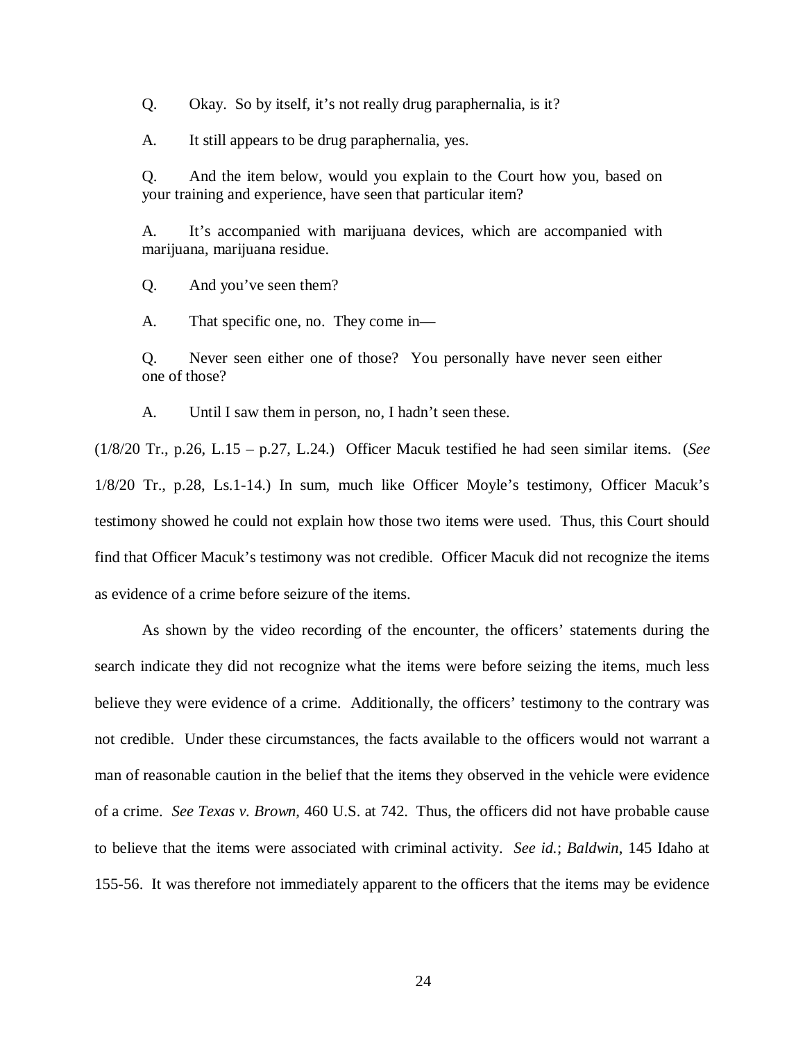Q. Okay. So by itself, it's not really drug paraphernalia, is it?

A. It still appears to be drug paraphernalia, yes.

Q. And the item below, would you explain to the Court how you, based on your training and experience, have seen that particular item?

A. It's accompanied with marijuana devices, which are accompanied with marijuana, marijuana residue.

Q. And you've seen them?

A. That specific one, no. They come in—

Q. Never seen either one of those? You personally have never seen either one of those?

A. Until I saw them in person, no, I hadn't seen these.

(1/8/20 Tr., p.26, L.15 – p.27, L.24.) Officer Macuk testified he had seen similar items. (*See* 1/8/20 Tr., p.28, Ls.1-14.) In sum, much like Officer Moyle's testimony, Officer Macuk's testimony showed he could not explain how those two items were used. Thus, this Court should find that Officer Macuk's testimony was not credible. Officer Macuk did not recognize the items as evidence of a crime before seizure of the items.

As shown by the video recording of the encounter, the officers' statements during the search indicate they did not recognize what the items were before seizing the items, much less believe they were evidence of a crime. Additionally, the officers' testimony to the contrary was not credible. Under these circumstances, the facts available to the officers would not warrant a man of reasonable caution in the belief that the items they observed in the vehicle were evidence of a crime. *See Texas v. Brown*, 460 U.S. at 742. Thus, the officers did not have probable cause to believe that the items were associated with criminal activity. *See id.*; *Baldwin*, 145 Idaho at 155-56. It was therefore not immediately apparent to the officers that the items may be evidence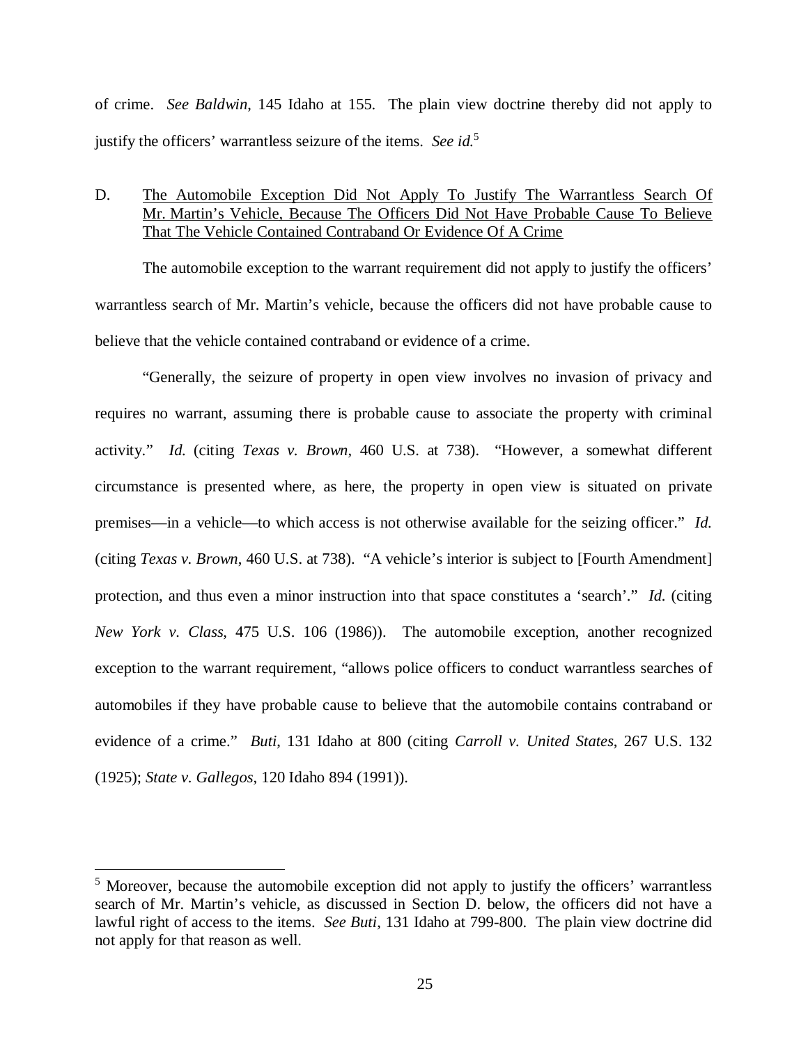of crime. *See Baldwin*, 145 Idaho at 155. The plain view doctrine thereby did not apply to justify the officers' warrantless seizure of the items. *See id.*[5]

D. <u>The Automobile Exception Did Not Apply To Justify The Warrantless Search Of Mr. Martin's Vehicle, Because The Officers Did Not Have Probable Cause To Believe That The Vehicle Contained Contraband Or Evidence Of A Crime</u>

The automobile exception to the warrant requirement did not apply to justify the officers' warrantless search of Mr. Martin's vehicle, because the officers did not have probable cause to believe that the vehicle contained contraband or evidence of a crime.

"Generally, the seizure of property in open view involves no invasion of privacy and requires no warrant, assuming there is probable cause to associate the property with criminal activity." *Id.* (citing *Texas v. Brown*, 460 U.S. at 738). "However, a somewhat different circumstance is presented where, as here, the property in open view is situated on private premises—in a vehicle—to which access is not otherwise available for the seizing officer." *Id.* (citing *Texas v. Brown*, 460 U.S. at 738). "A vehicle's interior is subject to [Fourth Amendment] protection, and thus even a minor instruction into that space constitutes a 'search'." *Id.* (citing *New York v. Class*, 475 U.S. 106 (1986)). The automobile exception, another recognized exception to the warrant requirement, "allows police officers to conduct warrantless searches of automobiles if they have probable cause to believe that the automobile contains contraband or evidence of a crime." *Buti*, 131 Idaho at 800 (citing *Carroll v. United States*, 267 U.S. 132 (1925); *State v. Gallegos*, 120 Idaho 894 (1991)).

---

[5] Moreover, because the automobile exception did not apply to justify the officers' warrantless search of Mr. Martin's vehicle, as discussed in Section D. below, the officers did not have a lawful right of access to the items. *See Buti*, 131 Idaho at 799-800. The plain view doctrine did not apply for that reason as well.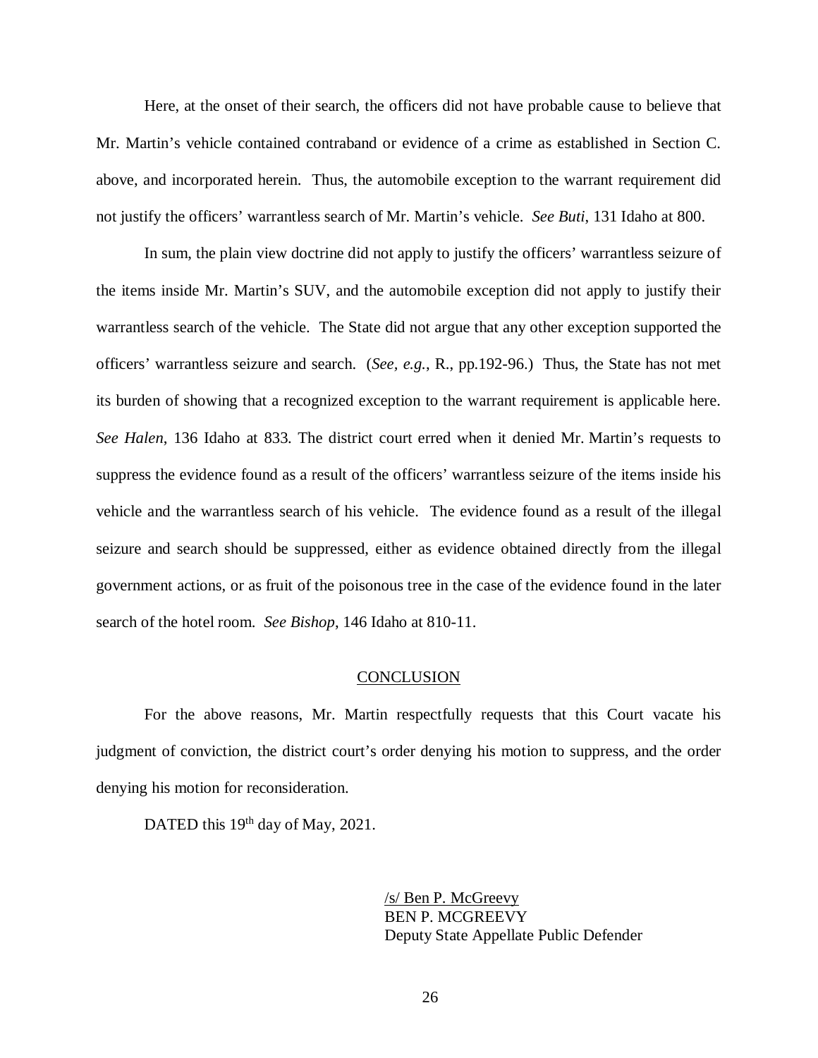Here, at the onset of their search, the officers did not have probable cause to believe that Mr. Martin's vehicle contained contraband or evidence of a crime as established in Section C. above, and incorporated herein. Thus, the automobile exception to the warrant requirement did not justify the officers' warrantless search of Mr. Martin's vehicle. *See Buti*, 131 Idaho at 800.

In sum, the plain view doctrine did not apply to justify the officers' warrantless seizure of the items inside Mr. Martin's SUV, and the automobile exception did not apply to justify their warrantless search of the vehicle. The State did not argue that any other exception supported the officers' warrantless seizure and search. (*See, e.g.*, R., pp.192-96.) Thus, the State has not met its burden of showing that a recognized exception to the warrant requirement is applicable here. *See Halen*, 136 Idaho at 833. The district court erred when it denied Mr. Martin's requests to suppress the evidence found as a result of the officers' warrantless seizure of the items inside his vehicle and the warrantless search of his vehicle. The evidence found as a result of the illegal seizure and search should be suppressed, either as evidence obtained directly from the illegal government actions, or as fruit of the poisonous tree in the case of the evidence found in the later search of the hotel room. *See Bishop*, 146 Idaho at 810-11.

## CONCLUSION

For the above reasons, Mr. Martin respectfully requests that this Court vacate his judgment of conviction, the district court's order denying his motion to suppress, and the order denying his motion for reconsideration.

DATED this 19th day of May, 2021.

/s/ Ben P. McGreevy
BEN P. MCGREEVY
Deputy State Appellate Public Defender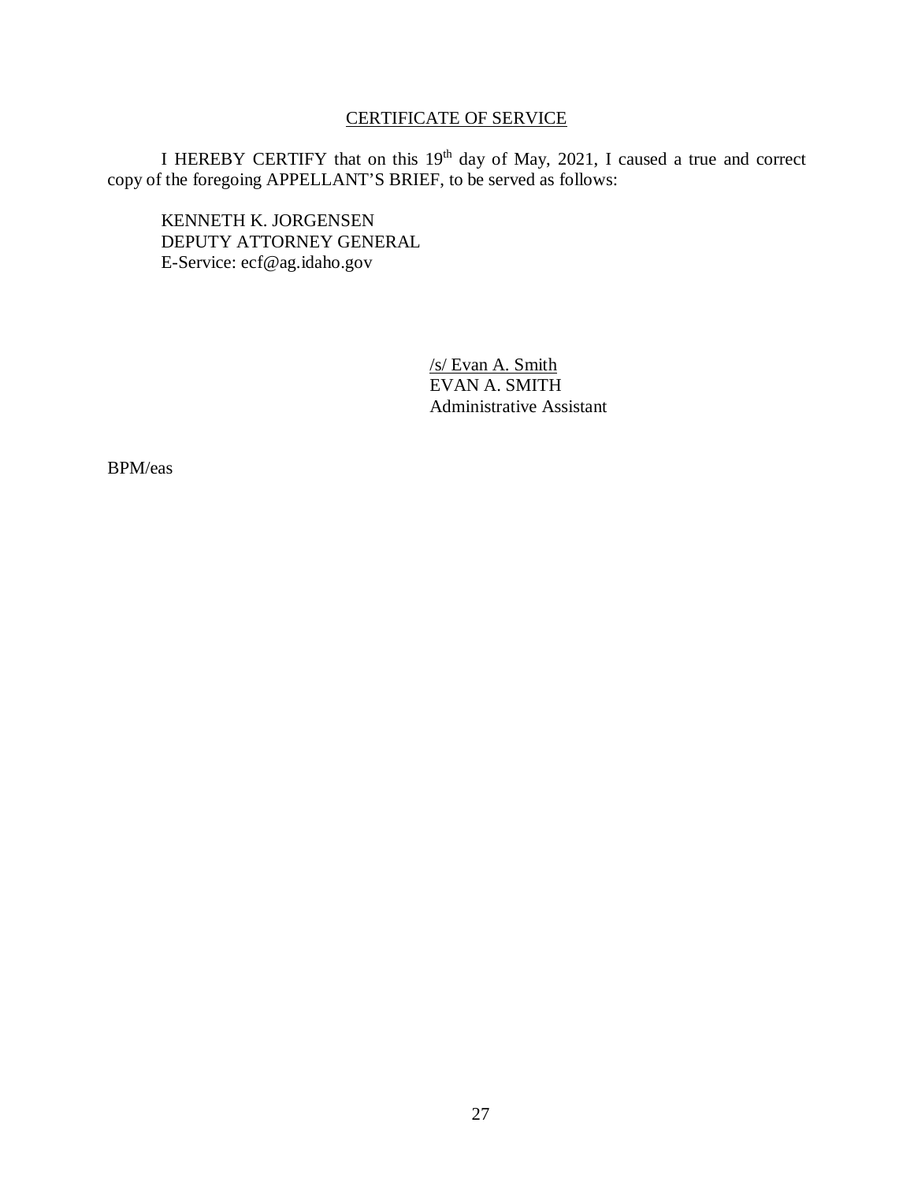## CERTIFICATE OF SERVICE

I HEREBY CERTIFY that on this 19th day of May, 2021, I caused a true and correct copy of the foregoing APPELLANT'S BRIEF, to be served as follows:

KENNETH K. JORGENSEN
DEPUTY ATTORNEY GENERAL
E-Service: ecf@ag.idaho.gov

/s/ Evan A. Smith
EVAN A. SMITH
Administrative Assistant

BPM/eas